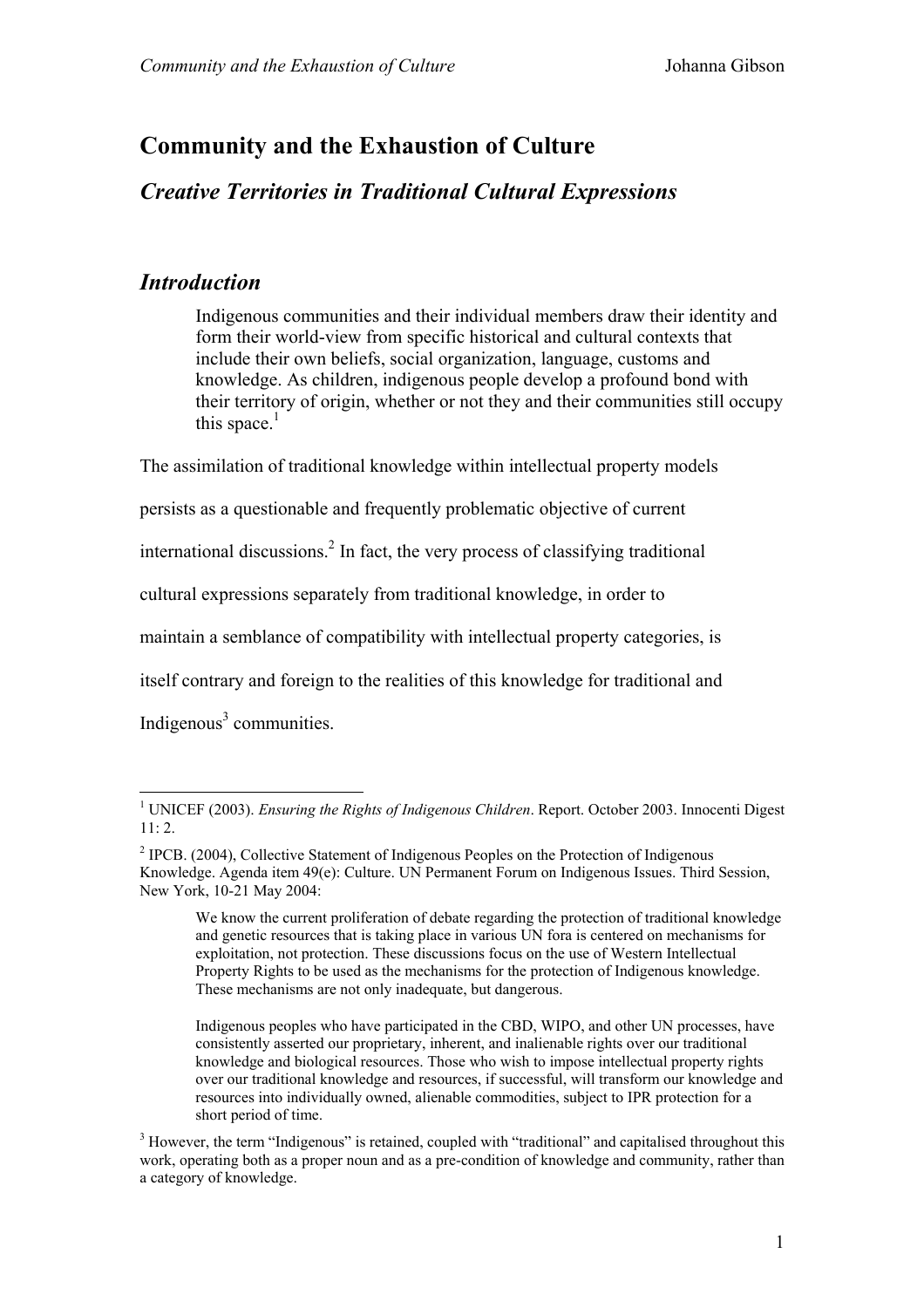# Community and the Exhaustion of Culture

## *Creative Territories in Traditional Cultural Expressions*

## *Introduction*

> Indigenous communities and their individual members draw their identity and form their world-view from specific historical and cultural contexts that include their own beliefs, social organization, language, customs and knowledge. As children, indigenous people develop a profound bond with their territory of origin, whether or not they and their communities still occupy this space.[1]

The assimilation of traditional knowledge within intellectual property models persists as a questionable and frequently problematic objective of current international discussions.[2] In fact, the very process of classifying traditional cultural expressions separately from traditional knowledge, in order to maintain a semblance of compatibility with intellectual property categories, is itself contrary and foreign to the realities of this knowledge for traditional and Indigenous[3] communities.

---

[1] UNICEF (2003). *Ensuring the Rights of Indigenous Children*. Report. October 2003. Innocenti Digest 11: 2.

[2] IPCB. (2004), Collective Statement of Indigenous Peoples on the Protection of Indigenous Knowledge. Agenda item 49(e): Culture. UN Permanent Forum on Indigenous Issues. Third Session, New York, 10-21 May 2004:

> We know the current proliferation of debate regarding the protection of traditional knowledge and genetic resources that is taking place in various UN fora is centered on mechanisms for exploitation, not protection. These discussions focus on the use of Western Intellectual Property Rights to be used as the mechanisms for the protection of Indigenous knowledge. These mechanisms are not only inadequate, but dangerous.
>
> Indigenous peoples who have participated in the CBD, WIPO, and other UN processes, have consistently asserted our proprietary, inherent, and inalienable rights over our traditional knowledge and biological resources. Those who wish to impose intellectual property rights over our traditional knowledge and resources, if successful, will transform our knowledge and resources into individually owned, alienable commodities, subject to IPR protection for a short period of time.

[3] However, the term "Indigenous" is retained, coupled with "traditional" and capitalised throughout this work, operating both as a proper noun and as a pre-condition of knowledge and community, rather than a category of knowledge.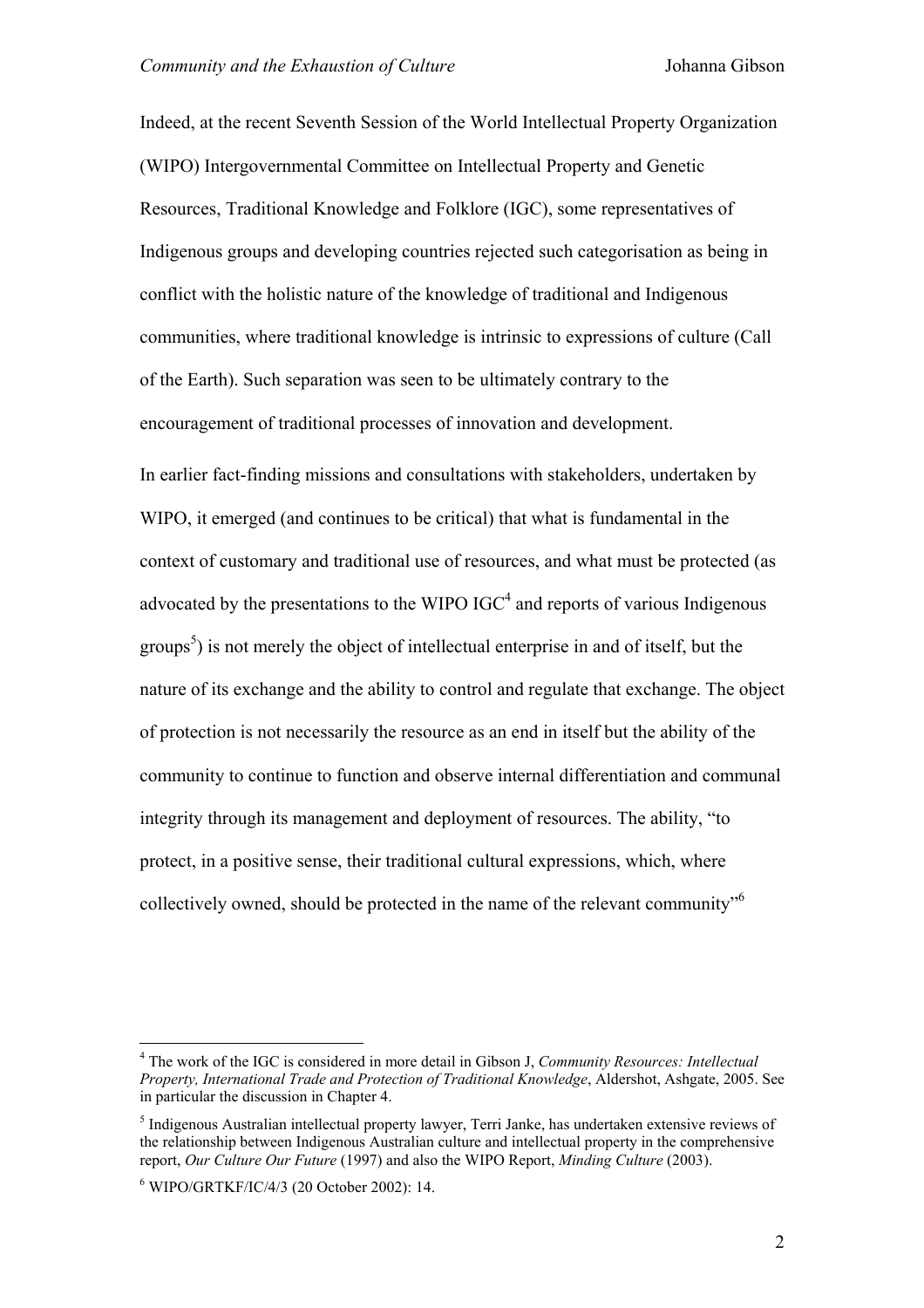Indeed, at the recent Seventh Session of the World Intellectual Property Organization (WIPO) Intergovernmental Committee on Intellectual Property and Genetic Resources, Traditional Knowledge and Folklore (IGC), some representatives of Indigenous groups and developing countries rejected such categorisation as being in conflict with the holistic nature of the knowledge of traditional and Indigenous communities, where traditional knowledge is intrinsic to expressions of culture (Call of the Earth). Such separation was seen to be ultimately contrary to the encouragement of traditional processes of innovation and development.

In earlier fact-finding missions and consultations with stakeholders, undertaken by WIPO, it emerged (and continues to be critical) that what is fundamental in the context of customary and traditional use of resources, and what must be protected (as advocated by the presentations to the WIPO IGC[4] and reports of various Indigenous groups[5]) is not merely the object of intellectual enterprise in and of itself, but the nature of its exchange and the ability to control and regulate that exchange. The object of protection is not necessarily the resource as an end in itself but the ability of the community to continue to function and observe internal differentiation and communal integrity through its management and deployment of resources. The ability, "to protect, in a positive sense, their traditional cultural expressions, which, where collectively owned, should be protected in the name of the relevant community"[6]

---

[4] The work of the IGC is considered in more detail in Gibson J, *Community Resources: Intellectual Property, International Trade and Protection of Traditional Knowledge*, Aldershot, Ashgate, 2005. See in particular the discussion in Chapter 4.

[5] Indigenous Australian intellectual property lawyer, Terri Janke, has undertaken extensive reviews of the relationship between Indigenous Australian culture and intellectual property in the comprehensive report, *Our Culture Our Future* (1997) and also the WIPO Report, *Minding Culture* (2003).

[6] WIPO/GRTKF/IC/4/3 (20 October 2002): 14.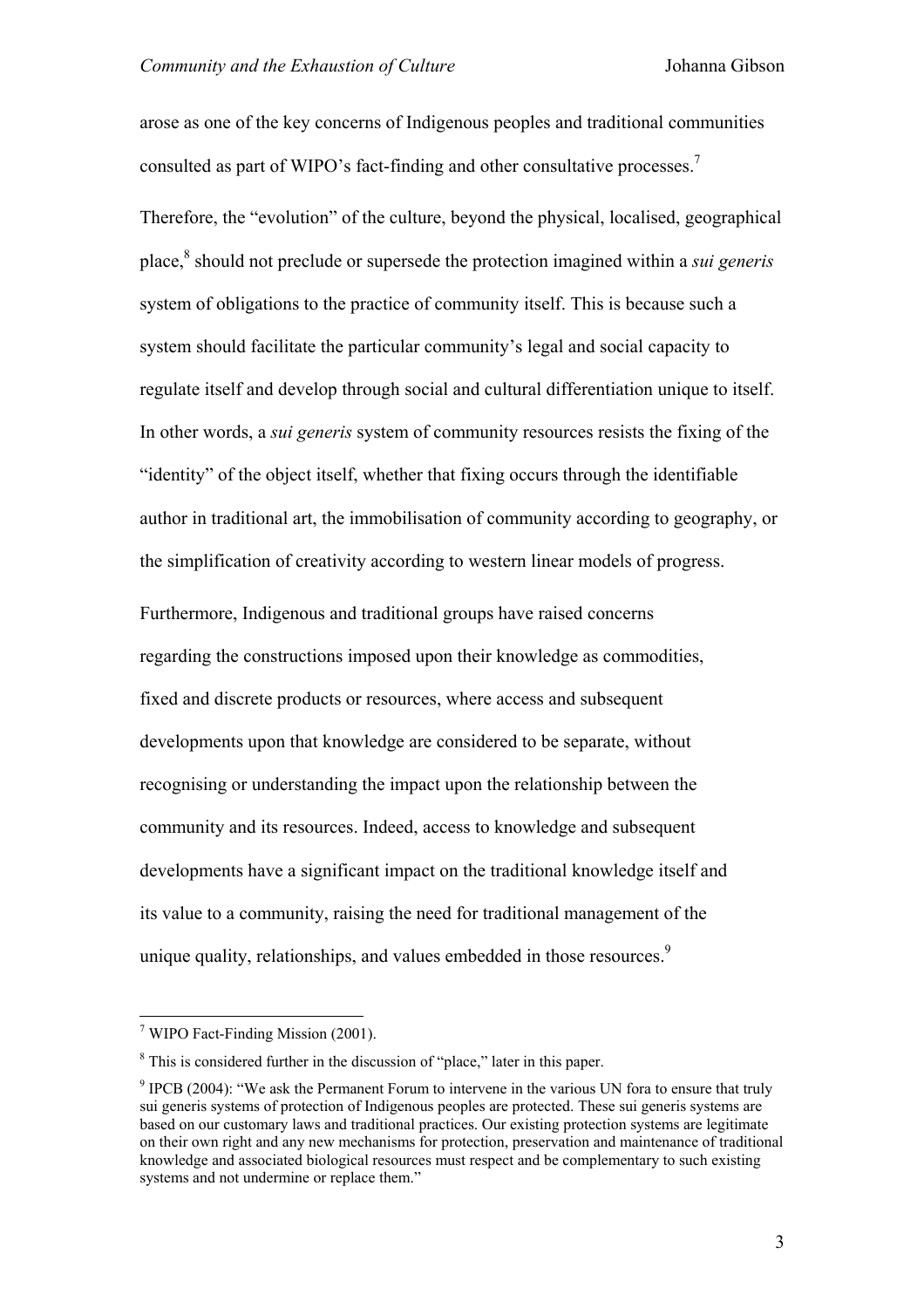arose as one of the key concerns of Indigenous peoples and traditional communities consulted as part of WIPO's fact-finding and other consultative processes.[7]

Therefore, the "evolution" of the culture, beyond the physical, localised, geographical place,[8] should not preclude or supersede the protection imagined within a *sui generis* system of obligations to the practice of community itself. This is because such a system should facilitate the particular community's legal and social capacity to regulate itself and develop through social and cultural differentiation unique to itself. In other words, a *sui generis* system of community resources resists the fixing of the "identity" of the object itself, whether that fixing occurs through the identifiable author in traditional art, the immobilisation of community according to geography, or the simplification of creativity according to western linear models of progress.

Furthermore, Indigenous and traditional groups have raised concerns regarding the constructions imposed upon their knowledge as commodities, fixed and discrete products or resources, where access and subsequent developments upon that knowledge are considered to be separate, without recognising or understanding the impact upon the relationship between the community and its resources. Indeed, access to knowledge and subsequent developments have a significant impact on the traditional knowledge itself and its value to a community, raising the need for traditional management of the unique quality, relationships, and values embedded in those resources.[9]

---

[7] WIPO Fact-Finding Mission (2001).

[8] This is considered further in the discussion of "place," later in this paper.

[9] IPCB (2004): "We ask the Permanent Forum to intervene in the various UN fora to ensure that truly sui generis systems of protection of Indigenous peoples are protected. These sui generis systems are based on our customary laws and traditional practices. Our existing protection systems are legitimate on their own right and any new mechanisms for protection, preservation and maintenance of traditional knowledge and associated biological resources must respect and be complementary to such existing systems and not undermine or replace them."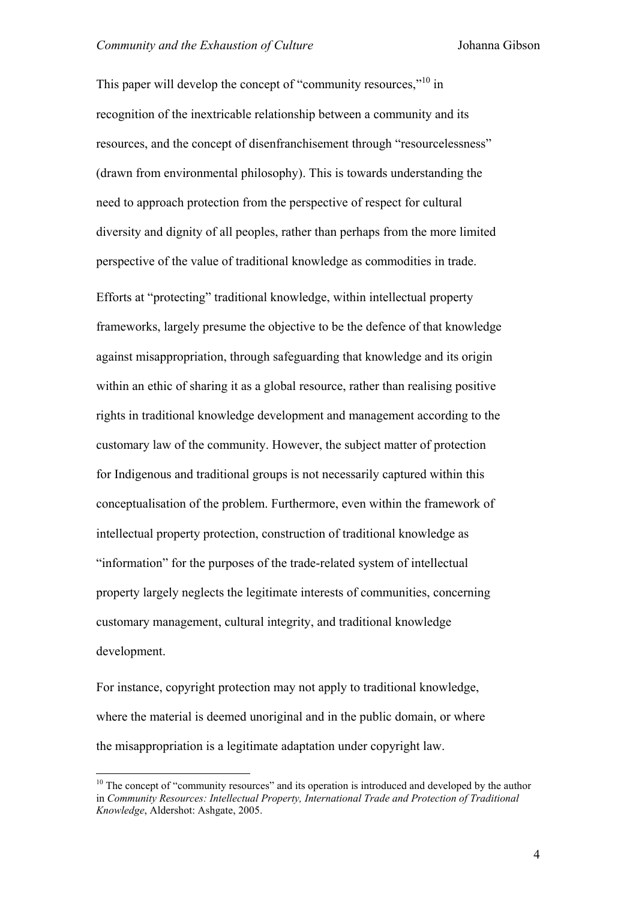This paper will develop the concept of "community resources,"[10] in recognition of the inextricable relationship between a community and its resources, and the concept of disenfranchisement through "resourcelessness" (drawn from environmental philosophy). This is towards understanding the need to approach protection from the perspective of respect for cultural diversity and dignity of all peoples, rather than perhaps from the more limited perspective of the value of traditional knowledge as commodities in trade.

Efforts at "protecting" traditional knowledge, within intellectual property frameworks, largely presume the objective to be the defence of that knowledge against misappropriation, through safeguarding that knowledge and its origin within an ethic of sharing it as a global resource, rather than realising positive rights in traditional knowledge development and management according to the customary law of the community. However, the subject matter of protection for Indigenous and traditional groups is not necessarily captured within this conceptualisation of the problem. Furthermore, even within the framework of intellectual property protection, construction of traditional knowledge as "information" for the purposes of the trade-related system of intellectual property largely neglects the legitimate interests of communities, concerning customary management, cultural integrity, and traditional knowledge development.

For instance, copyright protection may not apply to traditional knowledge, where the material is deemed unoriginal and in the public domain, or where the misappropriation is a legitimate adaptation under copyright law.

[10] The concept of "community resources" and its operation is introduced and developed by the author in *Community Resources: Intellectual Property, International Trade and Protection of Traditional Knowledge*, Aldershot: Ashgate, 2005.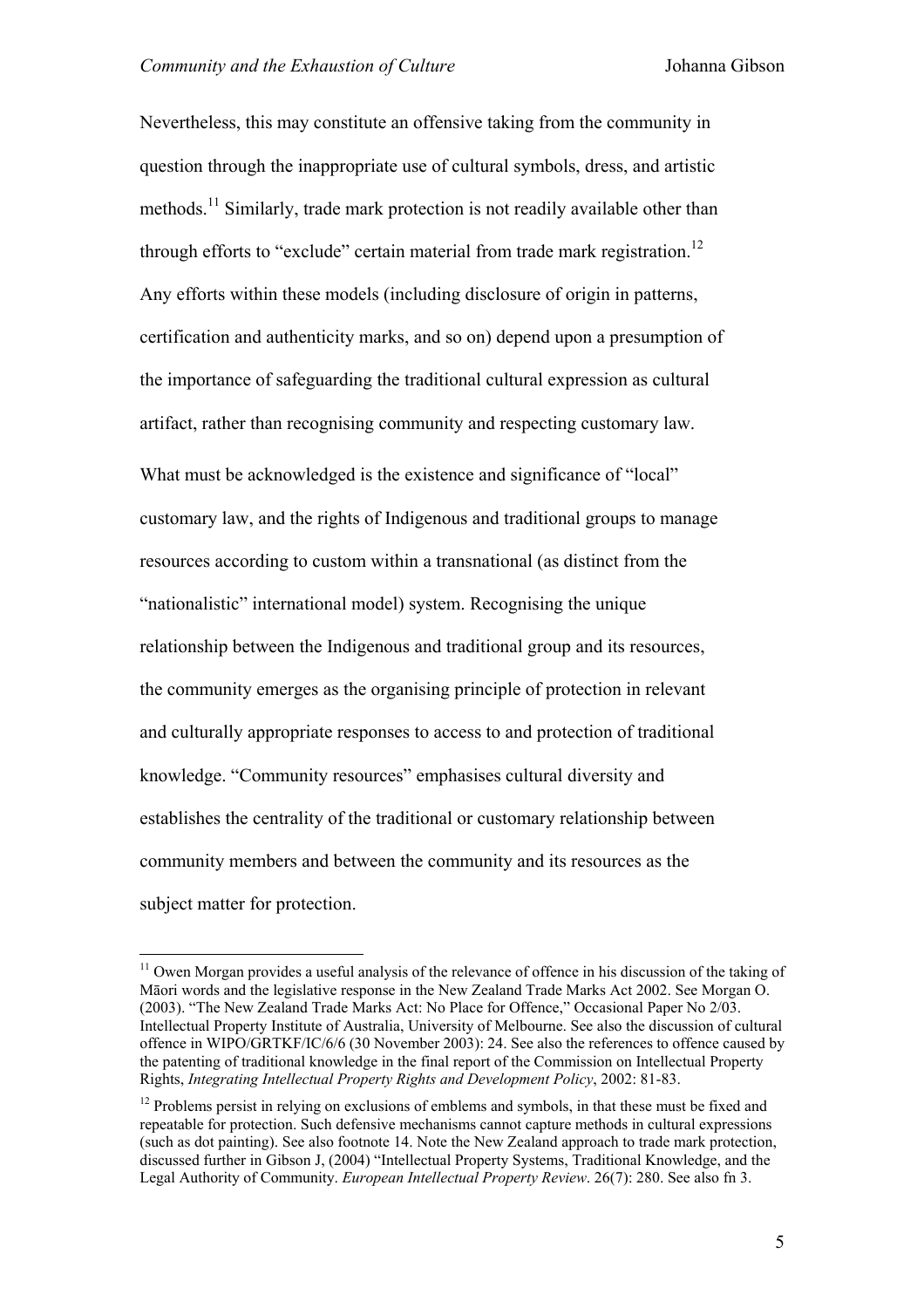Nevertheless, this may constitute an offensive taking from the community in question through the inappropriate use of cultural symbols, dress, and artistic methods.[11] Similarly, trade mark protection is not readily available other than through efforts to "exclude" certain material from trade mark registration.[12] Any efforts within these models (including disclosure of origin in patterns, certification and authenticity marks, and so on) depend upon a presumption of the importance of safeguarding the traditional cultural expression as cultural artifact, rather than recognising community and respecting customary law.

What must be acknowledged is the existence and significance of "local" customary law, and the rights of Indigenous and traditional groups to manage resources according to custom within a transnational (as distinct from the "nationalistic" international model) system. Recognising the unique relationship between the Indigenous and traditional group and its resources, the community emerges as the organising principle of protection in relevant and culturally appropriate responses to access to and protection of traditional knowledge. "Community resources" emphasises cultural diversity and establishes the centrality of the traditional or customary relationship between community members and between the community and its resources as the subject matter for protection.

---

[11] Owen Morgan provides a useful analysis of the relevance of offence in his discussion of the taking of Māori words and the legislative response in the New Zealand Trade Marks Act 2002. See Morgan O. (2003). "The New Zealand Trade Marks Act: No Place for Offence," Occasional Paper No 2/03. Intellectual Property Institute of Australia, University of Melbourne. See also the discussion of cultural offence in WIPO/GRTKF/IC/6/6 (30 November 2003): 24. See also the references to offence caused by the patenting of traditional knowledge in the final report of the Commission on Intellectual Property Rights, *Integrating Intellectual Property Rights and Development Policy*, 2002: 81-83.

[12] Problems persist in relying on exclusions of emblems and symbols, in that these must be fixed and repeatable for protection. Such defensive mechanisms cannot capture methods in cultural expressions (such as dot painting). See also footnote 14. Note the New Zealand approach to trade mark protection, discussed further in Gibson J, (2004) "Intellectual Property Systems, Traditional Knowledge, and the Legal Authority of Community. *European Intellectual Property Review*. 26(7): 280. See also fn 3.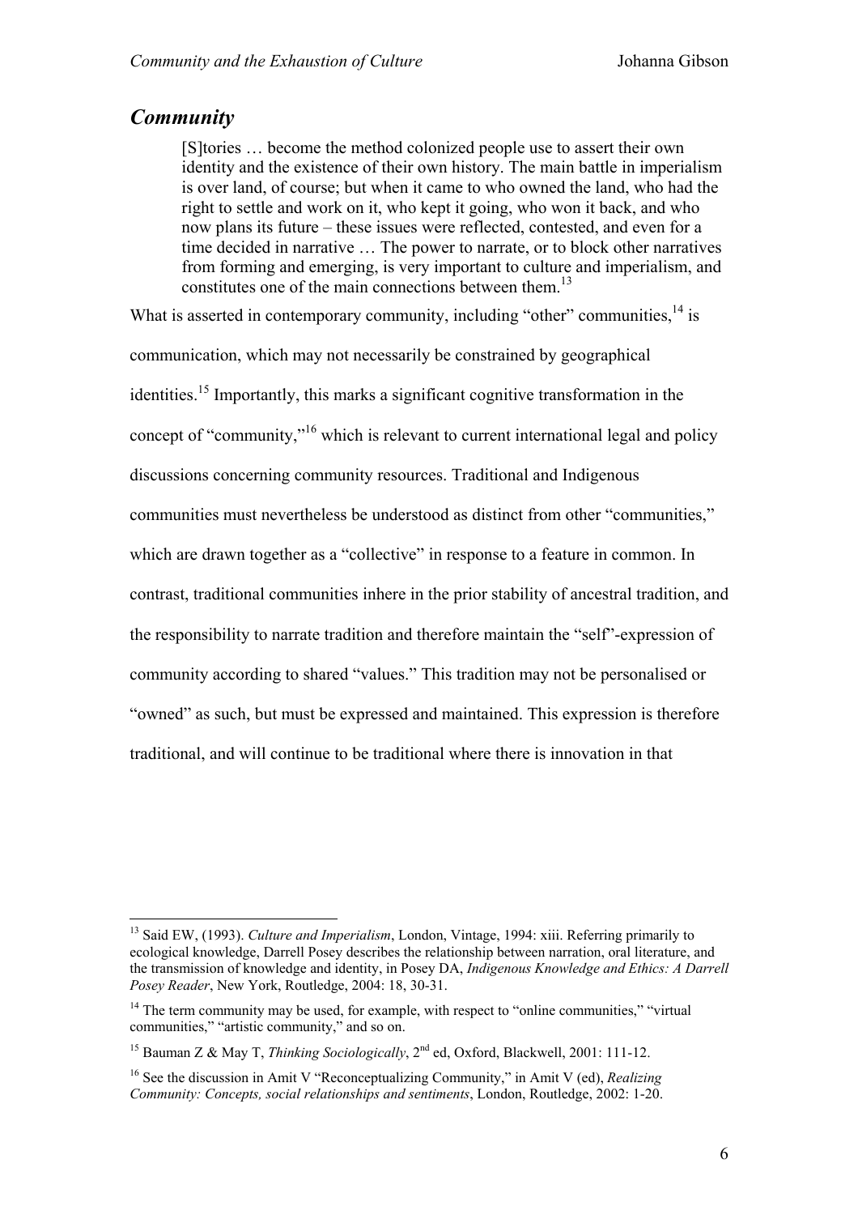## *Community*

> [S]tories … become the method colonized people use to assert their own identity and the existence of their own history. The main battle in imperialism is over land, of course; but when it came to who owned the land, who had the right to settle and work on it, who kept it going, who won it back, and who now plans its future – these issues were reflected, contested, and even for a time decided in narrative … The power to narrate, or to block other narratives from forming and emerging, is very important to culture and imperialism, and constitutes one of the main connections between them.[13]

What is asserted in contemporary community, including "other" communities,[14] is communication, which may not necessarily be constrained by geographical identities.[15] Importantly, this marks a significant cognitive transformation in the concept of "community,"[16] which is relevant to current international legal and policy discussions concerning community resources. Traditional and Indigenous communities must nevertheless be understood as distinct from other "communities," which are drawn together as a "collective" in response to a feature in common. In contrast, traditional communities inhere in the prior stability of ancestral tradition, and the responsibility to narrate tradition and therefore maintain the "self"-expression of community according to shared "values." This tradition may not be personalised or "owned" as such, but must be expressed and maintained. This expression is therefore traditional, and will continue to be traditional where there is innovation in that

---

[13] Said EW, (1993). *Culture and Imperialism*, London, Vintage, 1994: xiii. Referring primarily to ecological knowledge, Darrell Posey describes the relationship between narration, oral literature, and the transmission of knowledge and identity, in Posey DA, *Indigenous Knowledge and Ethics: A Darrell Posey Reader*, New York, Routledge, 2004: 18, 30-31.

[14] The term community may be used, for example, with respect to "online communities," "virtual communities," "artistic community," and so on.

[15] Bauman Z & May T, *Thinking Sociologically*, 2nd ed, Oxford, Blackwell, 2001: 111-12.

[16] See the discussion in Amit V "Reconceptualizing Community," in Amit V (ed), *Realizing Community: Concepts, social relationships and sentiments*, London, Routledge, 2002: 1-20.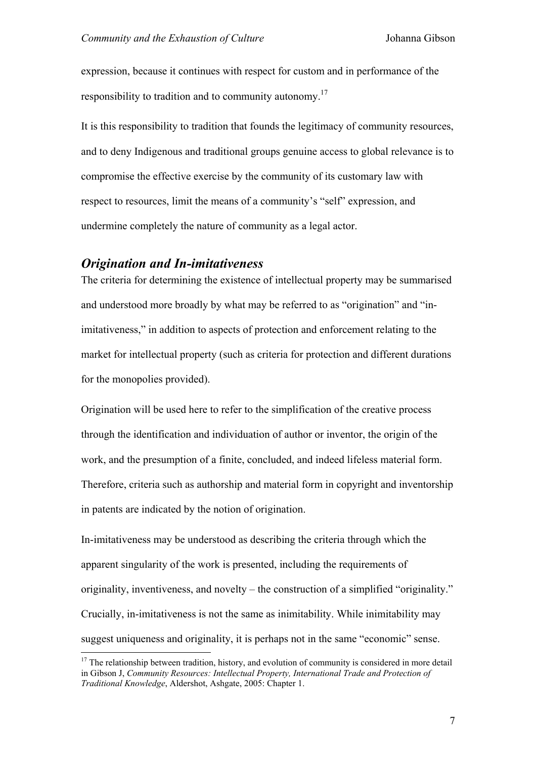expression, because it continues with respect for custom and in performance of the responsibility to tradition and to community autonomy.[17]

It is this responsibility to tradition that founds the legitimacy of community resources, and to deny Indigenous and traditional groups genuine access to global relevance is to compromise the effective exercise by the community of its customary law with respect to resources, limit the means of a community's "self" expression, and undermine completely the nature of community as a legal actor.

## *Origination and In-imitativeness*

The criteria for determining the existence of intellectual property may be summarised and understood more broadly by what may be referred to as "origination" and "in-imitativeness," in addition to aspects of protection and enforcement relating to the market for intellectual property (such as criteria for protection and different durations for the monopolies provided).

Origination will be used here to refer to the simplification of the creative process through the identification and individuation of author or inventor, the origin of the work, and the presumption of a finite, concluded, and indeed lifeless material form. Therefore, criteria such as authorship and material form in copyright and inventorship in patents are indicated by the notion of origination.

In-imitativeness may be understood as describing the criteria through which the apparent singularity of the work is presented, including the requirements of originality, inventiveness, and novelty – the construction of a simplified "originality." Crucially, in-imitativeness is not the same as inimitability. While inimitability may suggest uniqueness and originality, it is perhaps not in the same "economic" sense.

---

[17] The relationship between tradition, history, and evolution of community is considered in more detail in Gibson J, *Community Resources: Intellectual Property, International Trade and Protection of Traditional Knowledge*, Aldershot, Ashgate, 2005: Chapter 1.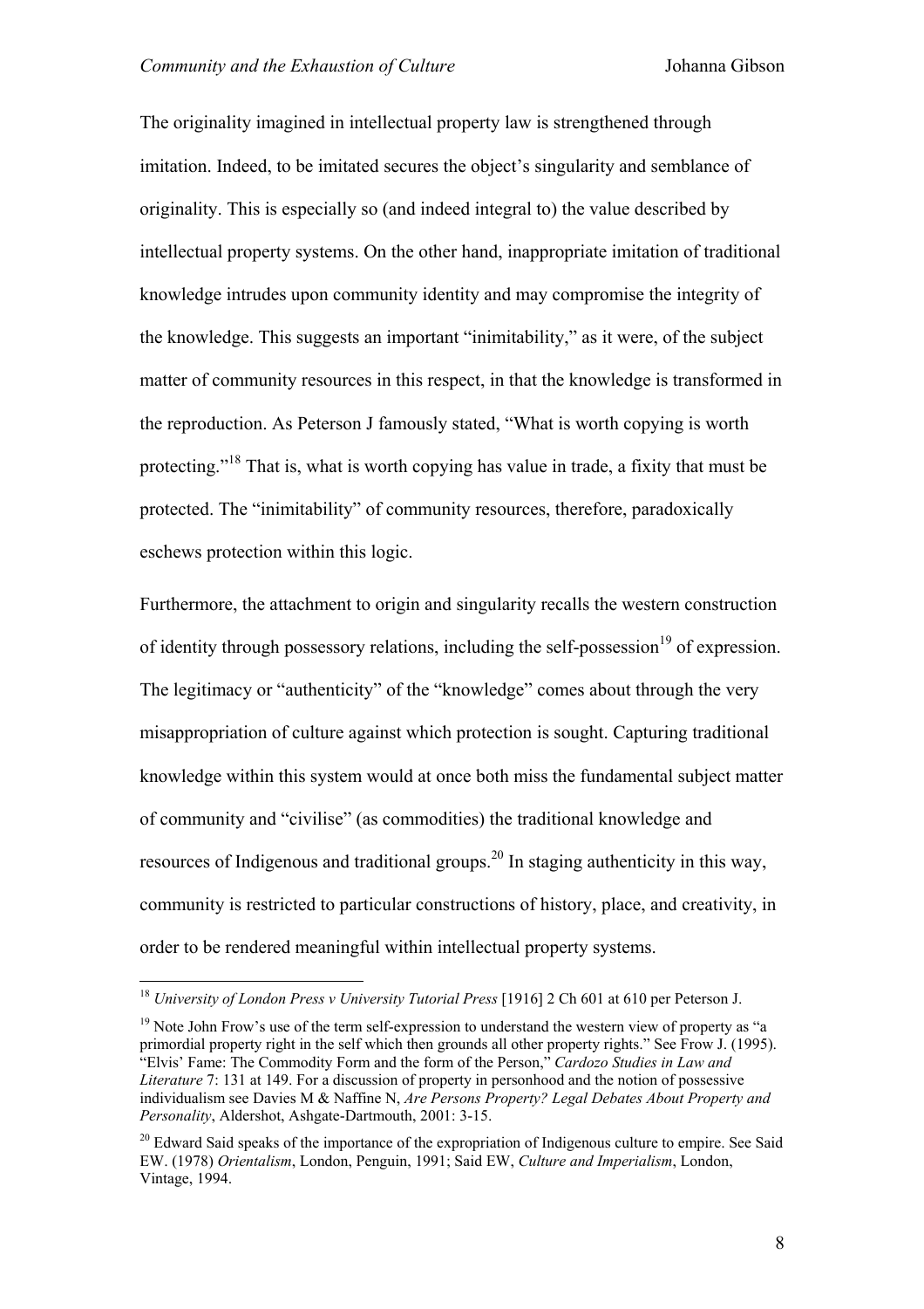The originality imagined in intellectual property law is strengthened through imitation. Indeed, to be imitated secures the object's singularity and semblance of originality. This is especially so (and indeed integral to) the value described by intellectual property systems. On the other hand, inappropriate imitation of traditional knowledge intrudes upon community identity and may compromise the integrity of the knowledge. This suggests an important "inimitability," as it were, of the subject matter of community resources in this respect, in that the knowledge is transformed in the reproduction. As Peterson J famously stated, "What is worth copying is worth protecting."[18] That is, what is worth copying has value in trade, a fixity that must be protected. The "inimitability" of community resources, therefore, paradoxically eschews protection within this logic.

Furthermore, the attachment to origin and singularity recalls the western construction of identity through possessory relations, including the self-possession[19] of expression. The legitimacy or "authenticity" of the "knowledge" comes about through the very misappropriation of culture against which protection is sought. Capturing traditional knowledge within this system would at once both miss the fundamental subject matter of community and "civilise" (as commodities) the traditional knowledge and resources of Indigenous and traditional groups.[20] In staging authenticity in this way, community is restricted to particular constructions of history, place, and creativity, in order to be rendered meaningful within intellectual property systems.

---

[18] *University of London Press v University Tutorial Press* [1916] 2 Ch 601 at 610 per Peterson J.

[19] Note John Frow's use of the term self-expression to understand the western view of property as "a primordial property right in the self which then grounds all other property rights." See Frow J. (1995). "Elvis' Fame: The Commodity Form and the form of the Person," *Cardozo Studies in Law and Literature* 7: 131 at 149. For a discussion of property in personhood and the notion of possessive individualism see Davies M & Naffine N, *Are Persons Property? Legal Debates About Property and Personality*, Aldershot, Ashgate-Dartmouth, 2001: 3-15.

[20] Edward Said speaks of the importance of the expropriation of Indigenous culture to empire. See Said EW. (1978) *Orientalism*, London, Penguin, 1991; Said EW, *Culture and Imperialism*, London, Vintage, 1994.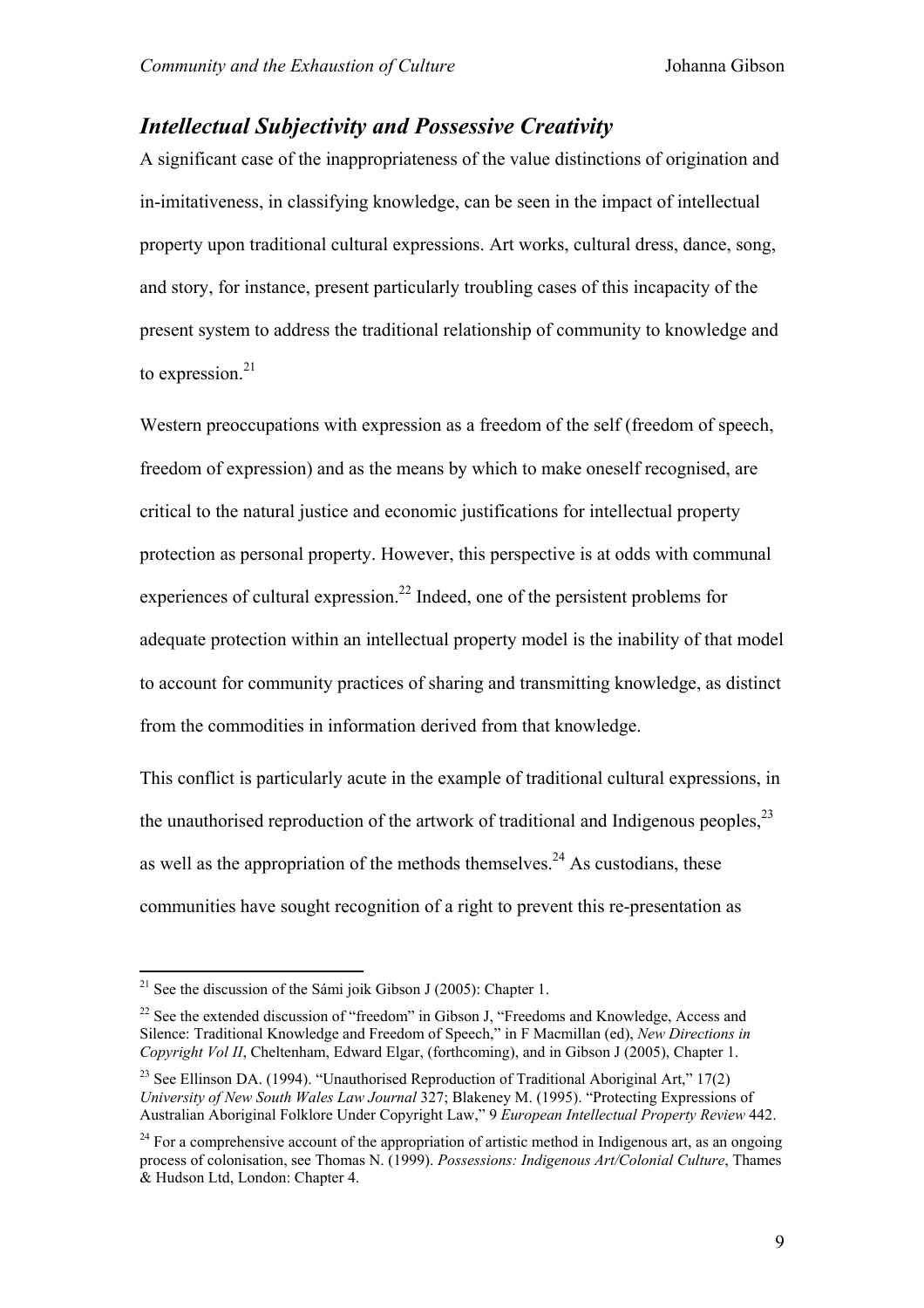## *Intellectual Subjectivity and Possessive Creativity*

A significant case of the inappropriateness of the value distinctions of origination and in-imitativeness, in classifying knowledge, can be seen in the impact of intellectual property upon traditional cultural expressions. Art works, cultural dress, dance, song, and story, for instance, present particularly troubling cases of this incapacity of the present system to address the traditional relationship of community to knowledge and to expression.[21]

Western preoccupations with expression as a freedom of the self (freedom of speech, freedom of expression) and as the means by which to make oneself recognised, are critical to the natural justice and economic justifications for intellectual property protection as personal property. However, this perspective is at odds with communal experiences of cultural expression.[22] Indeed, one of the persistent problems for adequate protection within an intellectual property model is the inability of that model to account for community practices of sharing and transmitting knowledge, as distinct from the commodities in information derived from that knowledge.

This conflict is particularly acute in the example of traditional cultural expressions, in the unauthorised reproduction of the artwork of traditional and Indigenous peoples,[23] as well as the appropriation of the methods themselves.[24] As custodians, these communities have sought recognition of a right to prevent this re-presentation as

---

[21] See the discussion of the Sámi joik Gibson J (2005): Chapter 1.

[22] See the extended discussion of "freedom" in Gibson J, "Freedoms and Knowledge, Access and Silence: Traditional Knowledge and Freedom of Speech," in F Macmillan (ed), *New Directions in Copyright Vol II*, Cheltenham, Edward Elgar, (forthcoming), and in Gibson J (2005), Chapter 1.

[23] See Ellinson DA. (1994). "Unauthorised Reproduction of Traditional Aboriginal Art," 17(2) *University of New South Wales Law Journal* 327; Blakeney M. (1995). "Protecting Expressions of Australian Aboriginal Folklore Under Copyright Law," 9 *European Intellectual Property Review* 442.

[24] For a comprehensive account of the appropriation of artistic method in Indigenous art, as an ongoing process of colonisation, see Thomas N. (1999). *Possessions: Indigenous Art/Colonial Culture*, Thames & Hudson Ltd, London: Chapter 4.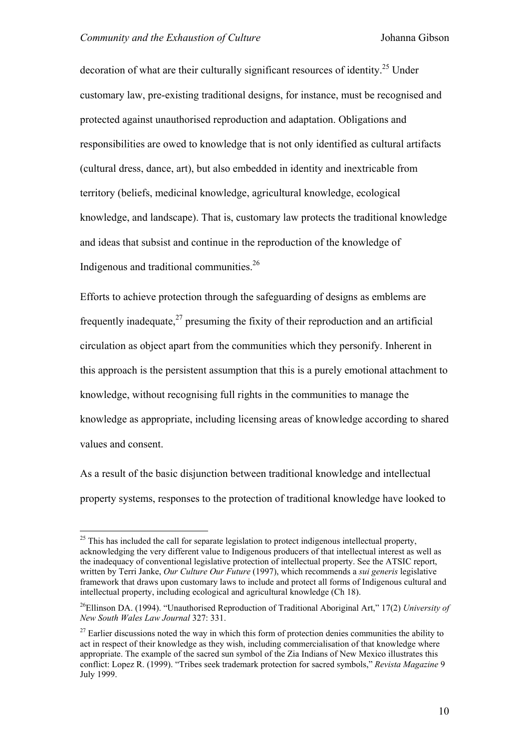decoration of what are their culturally significant resources of identity.[25] Under customary law, pre-existing traditional designs, for instance, must be recognised and protected against unauthorised reproduction and adaptation. Obligations and responsibilities are owed to knowledge that is not only identified as cultural artifacts (cultural dress, dance, art), but also embedded in identity and inextricable from territory (beliefs, medicinal knowledge, agricultural knowledge, ecological knowledge, and landscape). That is, customary law protects the traditional knowledge and ideas that subsist and continue in the reproduction of the knowledge of Indigenous and traditional communities.[26]

Efforts to achieve protection through the safeguarding of designs as emblems are frequently inadequate,[27] presuming the fixity of their reproduction and an artificial circulation as object apart from the communities which they personify. Inherent in this approach is the persistent assumption that this is a purely emotional attachment to knowledge, without recognising full rights in the communities to manage the knowledge as appropriate, including licensing areas of knowledge according to shared values and consent.

As a result of the basic disjunction between traditional knowledge and intellectual property systems, responses to the protection of traditional knowledge have looked to

---

[25] This has included the call for separate legislation to protect indigenous intellectual property, acknowledging the very different value to Indigenous producers of that intellectual interest as well as the inadequacy of conventional legislative protection of intellectual property. See the ATSIC report, written by Terri Janke, *Our Culture Our Future* (1997), which recommends a *sui generis* legislative framework that draws upon customary laws to include and protect all forms of Indigenous cultural and intellectual property, including ecological and agricultural knowledge (Ch 18).

[26] Ellinson DA. (1994). "Unauthorised Reproduction of Traditional Aboriginal Art," 17(2) *University of New South Wales Law Journal* 327: 331.

[27] Earlier discussions noted the way in which this form of protection denies communities the ability to act in respect of their knowledge as they wish, including commercialisation of that knowledge where appropriate. The example of the sacred sun symbol of the Zia Indians of New Mexico illustrates this conflict: Lopez R. (1999). "Tribes seek trademark protection for sacred symbols," *Revista Magazine* 9 July 1999.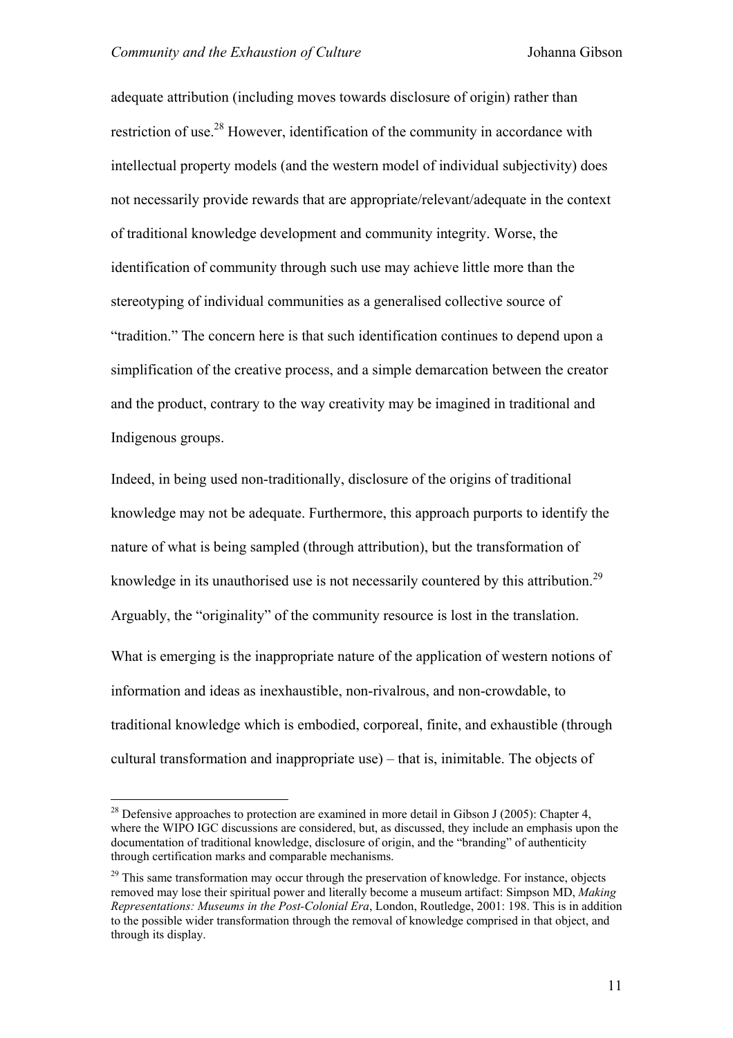adequate attribution (including moves towards disclosure of origin) rather than restriction of use.[28] However, identification of the community in accordance with intellectual property models (and the western model of individual subjectivity) does not necessarily provide rewards that are appropriate/relevant/adequate in the context of traditional knowledge development and community integrity. Worse, the identification of community through such use may achieve little more than the stereotyping of individual communities as a generalised collective source of "tradition." The concern here is that such identification continues to depend upon a simplification of the creative process, and a simple demarcation between the creator and the product, contrary to the way creativity may be imagined in traditional and Indigenous groups.

Indeed, in being used non-traditionally, disclosure of the origins of traditional knowledge may not be adequate. Furthermore, this approach purports to identify the nature of what is being sampled (through attribution), but the transformation of knowledge in its unauthorised use is not necessarily countered by this attribution.[29] Arguably, the "originality" of the community resource is lost in the translation.

What is emerging is the inappropriate nature of the application of western notions of information and ideas as inexhaustible, non-rivalrous, and non-crowdable, to traditional knowledge which is embodied, corporeal, finite, and exhaustible (through cultural transformation and inappropriate use) – that is, inimitable. The objects of

---

[28] Defensive approaches to protection are examined in more detail in Gibson J (2005): Chapter 4, where the WIPO IGC discussions are considered, but, as discussed, they include an emphasis upon the documentation of traditional knowledge, disclosure of origin, and the "branding" of authenticity through certification marks and comparable mechanisms.

[29] This same transformation may occur through the preservation of knowledge. For instance, objects removed may lose their spiritual power and literally become a museum artifact: Simpson MD, *Making Representations: Museums in the Post-Colonial Era*, London, Routledge, 2001: 198. This is in addition to the possible wider transformation through the removal of knowledge comprised in that object, and through its display.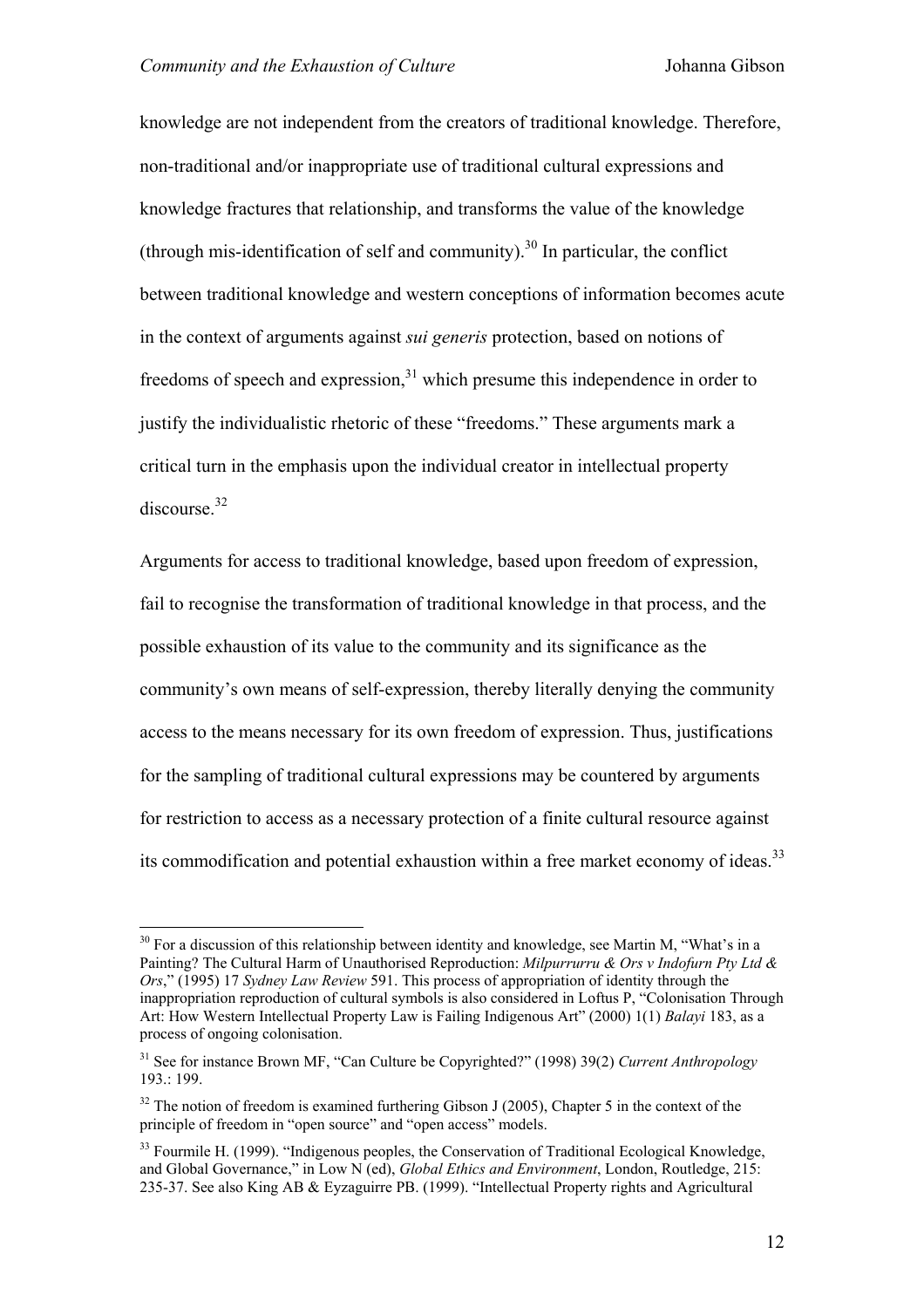knowledge are not independent from the creators of traditional knowledge. Therefore, non-traditional and/or inappropriate use of traditional cultural expressions and knowledge fractures that relationship, and transforms the value of the knowledge (through mis-identification of self and community).[30] In particular, the conflict between traditional knowledge and western conceptions of information becomes acute in the context of arguments against *sui generis* protection, based on notions of freedoms of speech and expression,[31] which presume this independence in order to justify the individualistic rhetoric of these "freedoms." These arguments mark a critical turn in the emphasis upon the individual creator in intellectual property discourse.[32]

Arguments for access to traditional knowledge, based upon freedom of expression, fail to recognise the transformation of traditional knowledge in that process, and the possible exhaustion of its value to the community and its significance as the community's own means of self-expression, thereby literally denying the community access to the means necessary for its own freedom of expression. Thus, justifications for the sampling of traditional cultural expressions may be countered by arguments for restriction to access as a necessary protection of a finite cultural resource against its commodification and potential exhaustion within a free market economy of ideas.[33]

---

[30] For a discussion of this relationship between identity and knowledge, see Martin M, "What's in a Painting? The Cultural Harm of Unauthorised Reproduction: *Milpurrurru & Ors v Indofurn Pty Ltd & Ors*," (1995) 17 *Sydney Law Review* 591. This process of appropriation of identity through the inappropriation reproduction of cultural symbols is also considered in Loftus P, "Colonisation Through Art: How Western Intellectual Property Law is Failing Indigenous Art" (2000) 1(1) *Balayi* 183, as a process of ongoing colonisation.

[31] See for instance Brown MF, "Can Culture be Copyrighted?" (1998) 39(2) *Current Anthropology* 193.: 199.

[32] The notion of freedom is examined furthering Gibson J (2005), Chapter 5 in the context of the principle of freedom in "open source" and "open access" models.

[33] Fourmile H. (1999). "Indigenous peoples, the Conservation of Traditional Ecological Knowledge, and Global Governance," in Low N (ed), *Global Ethics and Environment*, London, Routledge, 215: 235-37. See also King AB & Eyzaguirre PB. (1999). "Intellectual Property rights and Agricultural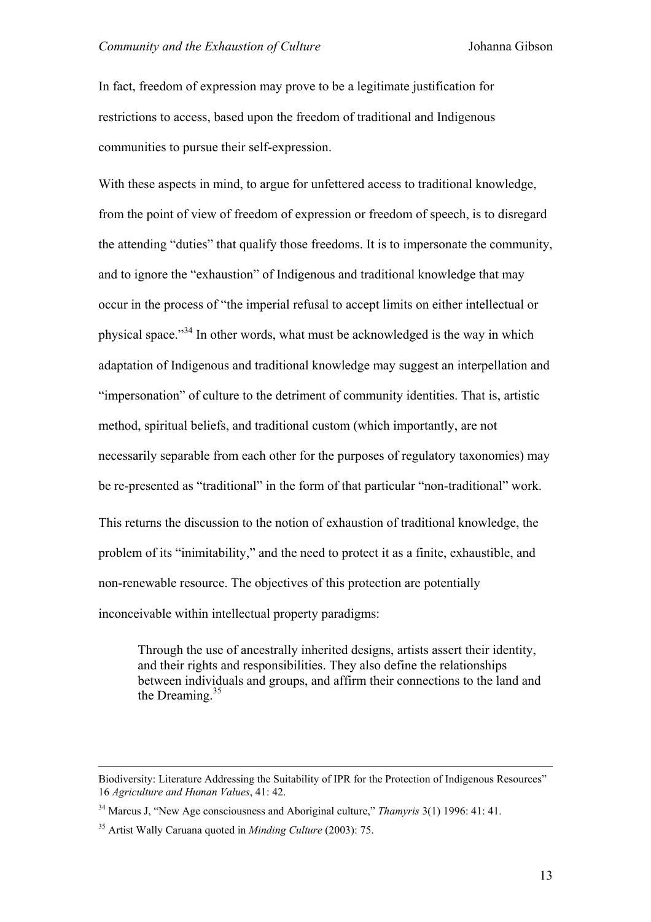In fact, freedom of expression may prove to be a legitimate justification for restrictions to access, based upon the freedom of traditional and Indigenous communities to pursue their self-expression.

With these aspects in mind, to argue for unfettered access to traditional knowledge, from the point of view of freedom of expression or freedom of speech, is to disregard the attending "duties" that qualify those freedoms. It is to impersonate the community, and to ignore the "exhaustion" of Indigenous and traditional knowledge that may occur in the process of "the imperial refusal to accept limits on either intellectual or physical space."[34] In other words, what must be acknowledged is the way in which adaptation of Indigenous and traditional knowledge may suggest an interpellation and "impersonation" of culture to the detriment of community identities. That is, artistic method, spiritual beliefs, and traditional custom (which importantly, are not necessarily separable from each other for the purposes of regulatory taxonomies) may be re-presented as "traditional" in the form of that particular "non-traditional" work.

This returns the discussion to the notion of exhaustion of traditional knowledge, the problem of its "inimitability," and the need to protect it as a finite, exhaustible, and non-renewable resource. The objectives of this protection are potentially inconceivable within intellectual property paradigms:

> Through the use of ancestrally inherited designs, artists assert their identity, and their rights and responsibilities. They also define the relationships between individuals and groups, and affirm their connections to the land and the Dreaming.[35]

---

Biodiversity: Literature Addressing the Suitability of IPR for the Protection of Indigenous Resources" 16 *Agriculture and Human Values*, 41: 42.

[34] Marcus J, "New Age consciousness and Aboriginal culture," *Thamyris* 3(1) 1996: 41: 41.

[35] Artist Wally Caruana quoted in *Minding Culture* (2003): 75.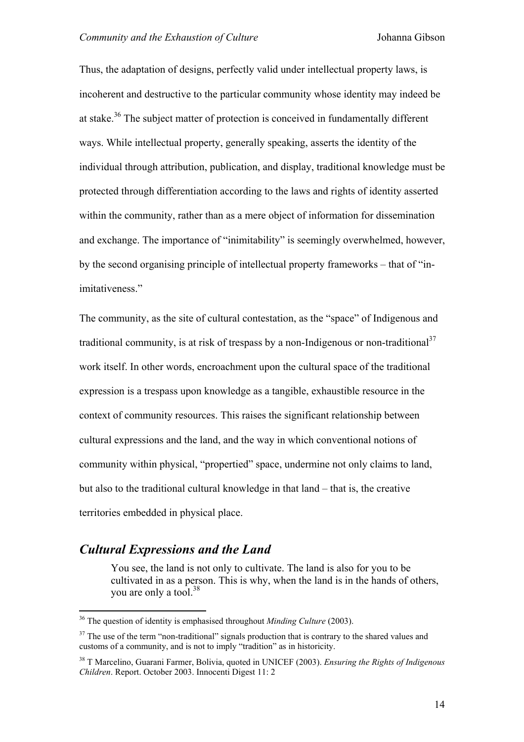Thus, the adaptation of designs, perfectly valid under intellectual property laws, is incoherent and destructive to the particular community whose identity may indeed be at stake.[36] The subject matter of protection is conceived in fundamentally different ways. While intellectual property, generally speaking, asserts the identity of the individual through attribution, publication, and display, traditional knowledge must be protected through differentiation according to the laws and rights of identity asserted within the community, rather than as a mere object of information for dissemination and exchange. The importance of "inimitability" is seemingly overwhelmed, however, by the second organising principle of intellectual property frameworks – that of "in-imitativeness."

The community, as the site of cultural contestation, as the "space" of Indigenous and traditional community, is at risk of trespass by a non-Indigenous or non-traditional[37] work itself. In other words, encroachment upon the cultural space of the traditional expression is a trespass upon knowledge as a tangible, exhaustible resource in the context of community resources. This raises the significant relationship between cultural expressions and the land, and the way in which conventional notions of community within physical, "propertied" space, undermine not only claims to land, but also to the traditional cultural knowledge in that land – that is, the creative territories embedded in physical place.

## *Cultural Expressions and the Land*

> You see, the land is not only to cultivate. The land is also for you to be cultivated in as a person. This is why, when the land is in the hands of others, you are only a tool.[38]

---

[36] The question of identity is emphasised throughout *Minding Culture* (2003).

[37] The use of the term "non-traditional" signals production that is contrary to the shared values and customs of a community, and is not to imply "tradition" as in historicity.

[38] T Marcelino, Guarani Farmer, Bolivia, quoted in UNICEF (2003). *Ensuring the Rights of Indigenous Children*. Report. October 2003. Innocenti Digest 11: 2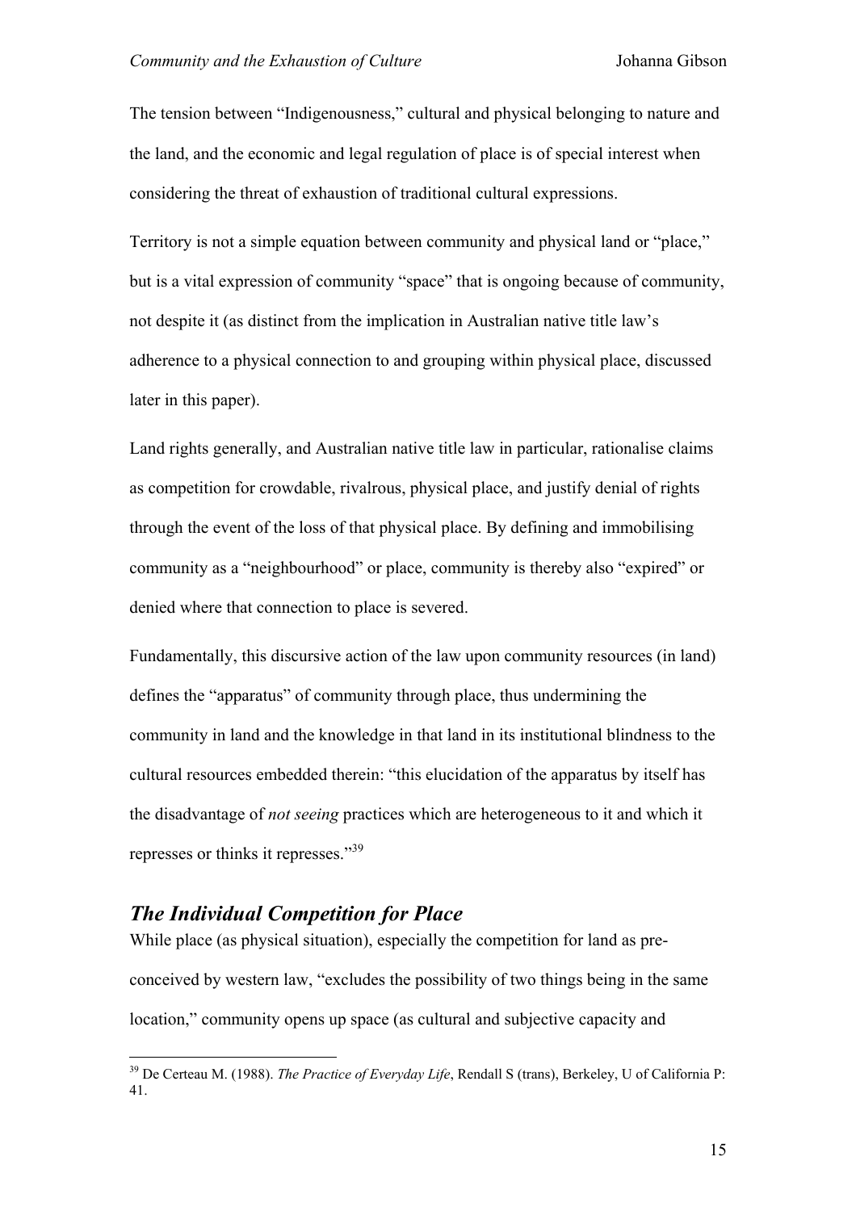The tension between "Indigenousness," cultural and physical belonging to nature and the land, and the economic and legal regulation of place is of special interest when considering the threat of exhaustion of traditional cultural expressions.

Territory is not a simple equation between community and physical land or "place," but is a vital expression of community "space" that is ongoing because of community, not despite it (as distinct from the implication in Australian native title law's adherence to a physical connection to and grouping within physical place, discussed later in this paper).

Land rights generally, and Australian native title law in particular, rationalise claims as competition for crowdable, rivalrous, physical place, and justify denial of rights through the event of the loss of that physical place. By defining and immobilising community as a "neighbourhood" or place, community is thereby also "expired" or denied where that connection to place is severed.

Fundamentally, this discursive action of the law upon community resources (in land) defines the "apparatus" of community through place, thus undermining the community in land and the knowledge in that land in its institutional blindness to the cultural resources embedded therein: "this elucidation of the apparatus by itself has the disadvantage of *not seeing* practices which are heterogeneous to it and which it represses or thinks it represses."[39]

## *The Individual Competition for Place*

While place (as physical situation), especially the competition for land as pre-conceived by western law, "excludes the possibility of two things being in the same location," community opens up space (as cultural and subjective capacity and

[39] De Certeau M. (1988). *The Practice of Everyday Life*, Rendall S (trans), Berkeley, U of California P: 41.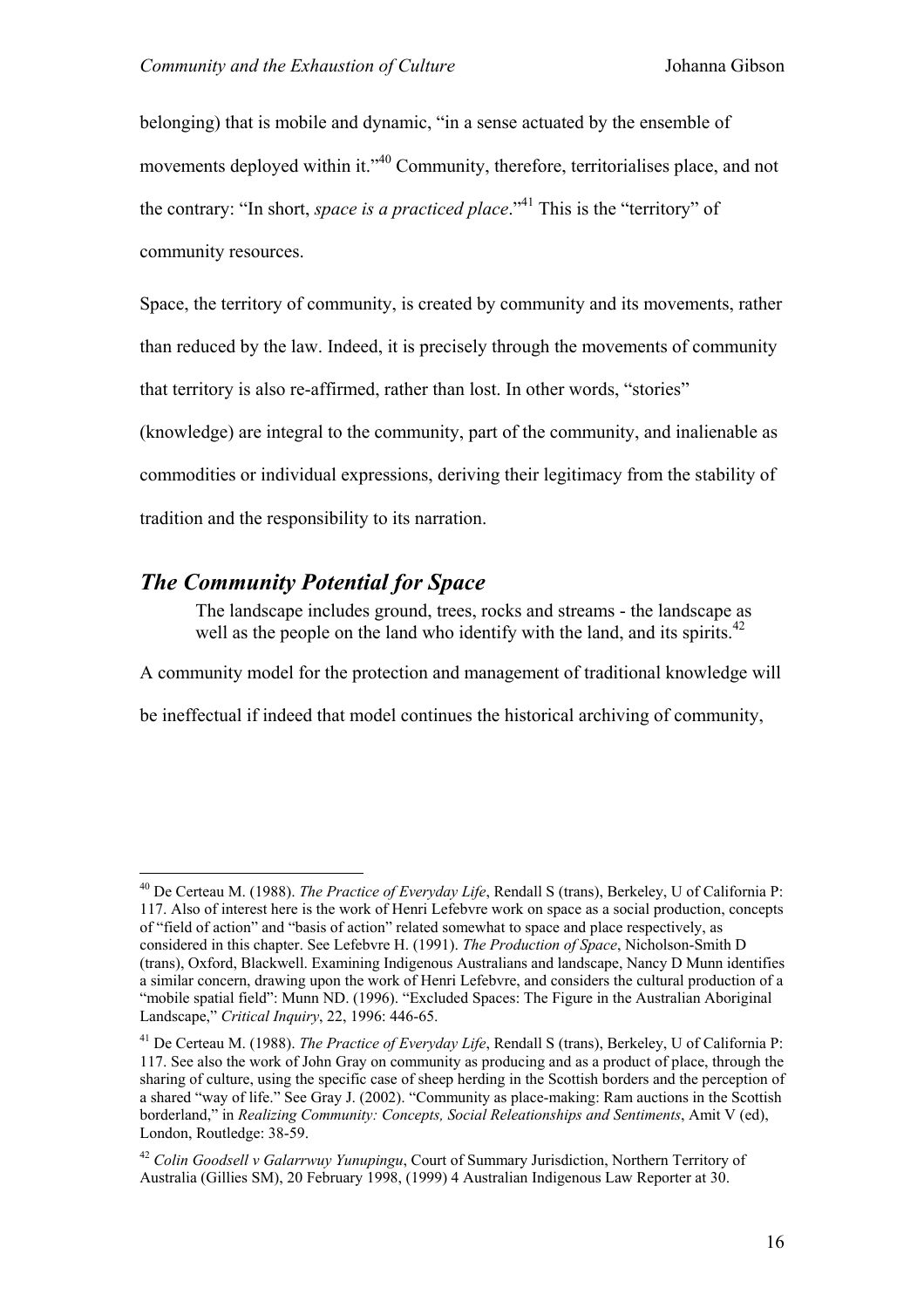belonging) that is mobile and dynamic, "in a sense actuated by the ensemble of movements deployed within it."[40] Community, therefore, territorialises place, and not the contrary: "In short, *space is a practiced place*."[41] This is the "territory" of community resources.

Space, the territory of community, is created by community and its movements, rather than reduced by the law. Indeed, it is precisely through the movements of community that territory is also re-affirmed, rather than lost. In other words, "stories" (knowledge) are integral to the community, part of the community, and inalienable as commodities or individual expressions, deriving their legitimacy from the stability of tradition and the responsibility to its narration.

## *The Community Potential for Space*

> The landscape includes ground, trees, rocks and streams - the landscape as well as the people on the land who identify with the land, and its spirits.[42]

A community model for the protection and management of traditional knowledge will be ineffectual if indeed that model continues the historical archiving of community,

---

[40] De Certeau M. (1988). *The Practice of Everyday Life*, Rendall S (trans), Berkeley, U of California P: 117. Also of interest here is the work of Henri Lefebvre work on space as a social production, concepts of "field of action" and "basis of action" related somewhat to space and place respectively, as considered in this chapter. See Lefebvre H. (1991). *The Production of Space*, Nicholson-Smith D (trans), Oxford, Blackwell. Examining Indigenous Australians and landscape, Nancy D Munn identifies a similar concern, drawing upon the work of Henri Lefebvre, and considers the cultural production of a "mobile spatial field": Munn ND. (1996). "Excluded Spaces: The Figure in the Australian Aboriginal Landscape," *Critical Inquiry*, 22, 1996: 446-65.

[41] De Certeau M. (1988). *The Practice of Everyday Life*, Rendall S (trans), Berkeley, U of California P: 117. See also the work of John Gray on community as producing and as a product of place, through the sharing of culture, using the specific case of sheep herding in the Scottish borders and the perception of a shared "way of life." See Gray J. (2002). "Community as place-making: Ram auctions in the Scottish borderland," in *Realizing Community: Concepts, Social Releationships and Sentiments*, Amit V (ed), London, Routledge: 38-59.

[42] *Colin Goodsell v Galarrwuy Yunupingu*, Court of Summary Jurisdiction, Northern Territory of Australia (Gillies SM), 20 February 1998, (1999) 4 Australian Indigenous Law Reporter at 30.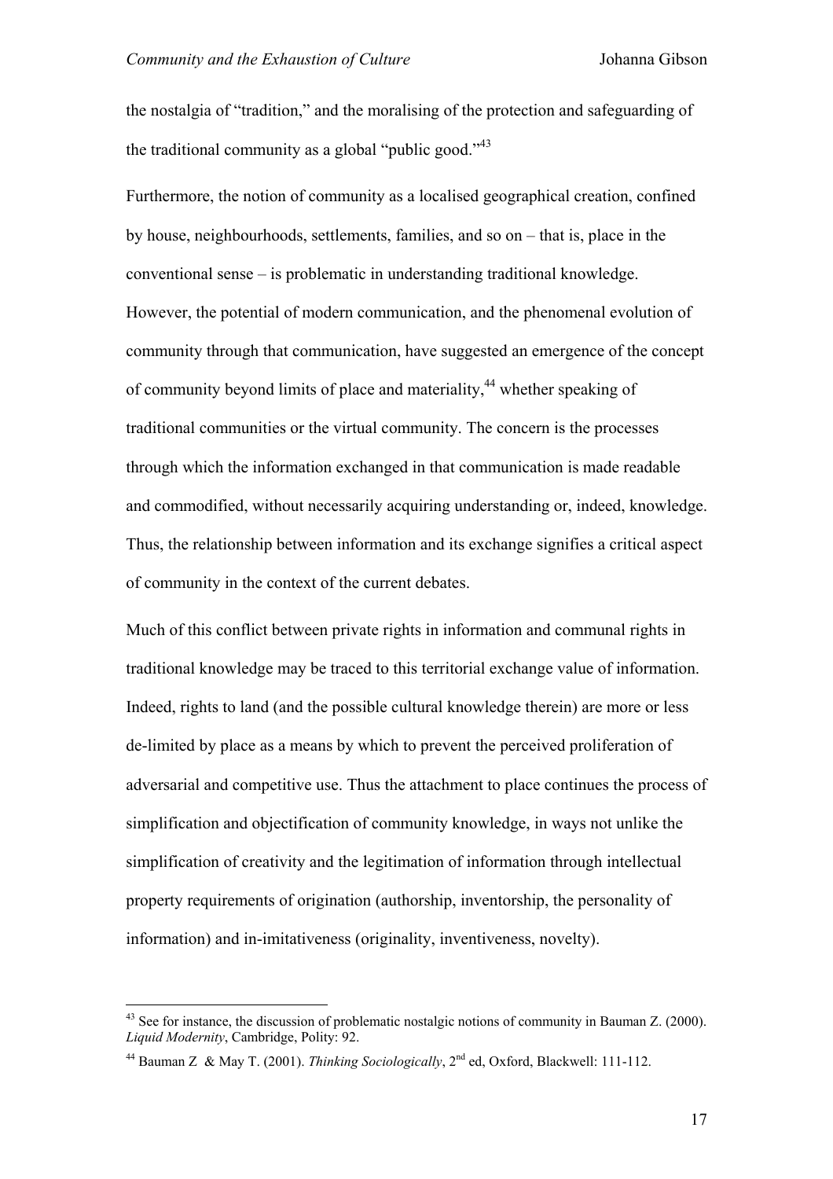the nostalgia of "tradition," and the moralising of the protection and safeguarding of the traditional community as a global "public good."[43]

Furthermore, the notion of community as a localised geographical creation, confined by house, neighbourhoods, settlements, families, and so on – that is, place in the conventional sense – is problematic in understanding traditional knowledge. However, the potential of modern communication, and the phenomenal evolution of community through that communication, have suggested an emergence of the concept of community beyond limits of place and materiality,[44] whether speaking of traditional communities or the virtual community. The concern is the processes through which the information exchanged in that communication is made readable and commodified, without necessarily acquiring understanding or, indeed, knowledge. Thus, the relationship between information and its exchange signifies a critical aspect of community in the context of the current debates.

Much of this conflict between private rights in information and communal rights in traditional knowledge may be traced to this territorial exchange value of information. Indeed, rights to land (and the possible cultural knowledge therein) are more or less de-limited by place as a means by which to prevent the perceived proliferation of adversarial and competitive use. Thus the attachment to place continues the process of simplification and objectification of community knowledge, in ways not unlike the simplification of creativity and the legitimation of information through intellectual property requirements of origination (authorship, inventorship, the personality of information) and in-imitativeness (originality, inventiveness, novelty).

---

[43] See for instance, the discussion of problematic nostalgic notions of community in Bauman Z. (2000). *Liquid Modernity*, Cambridge, Polity: 92.

[44] Bauman Z & May T. (2001). *Thinking Sociologically*, 2nd ed, Oxford, Blackwell: 111-112.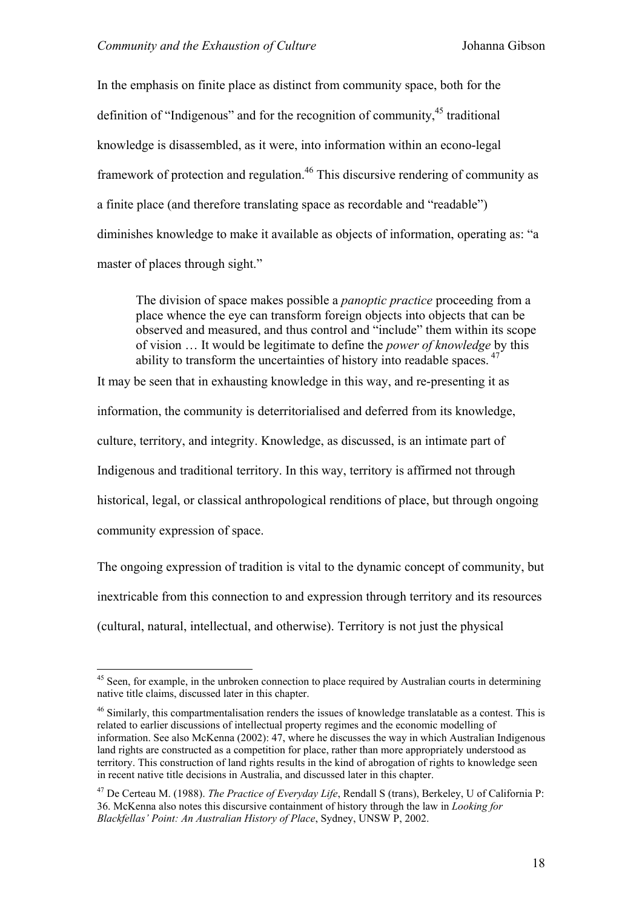In the emphasis on finite place as distinct from community space, both for the definition of "Indigenous" and for the recognition of community,[45] traditional knowledge is disassembled, as it were, into information within an econo-legal framework of protection and regulation.[46] This discursive rendering of community as a finite place (and therefore translating space as recordable and "readable") diminishes knowledge to make it available as objects of information, operating as: "a master of places through sight."

> The division of space makes possible a *panoptic practice* proceeding from a place whence the eye can transform foreign objects into objects that can be observed and measured, and thus control and "include" them within its scope of vision … It would be legitimate to define the *power of knowledge* by this ability to transform the uncertainties of history into readable spaces.[47]

It may be seen that in exhausting knowledge in this way, and re-presenting it as information, the community is deterritorialised and deferred from its knowledge, culture, territory, and integrity. Knowledge, as discussed, is an intimate part of Indigenous and traditional territory. In this way, territory is affirmed not through historical, legal, or classical anthropological renditions of place, but through ongoing community expression of space.

The ongoing expression of tradition is vital to the dynamic concept of community, but inextricable from this connection to and expression through territory and its resources (cultural, natural, intellectual, and otherwise). Territory is not just the physical

---

[45] Seen, for example, in the unbroken connection to place required by Australian courts in determining native title claims, discussed later in this chapter.

[46] Similarly, this compartmentalisation renders the issues of knowledge translatable as a contest. This is related to earlier discussions of intellectual property regimes and the economic modelling of information. See also McKenna (2002): 47, where he discusses the way in which Australian Indigenous land rights are constructed as a competition for place, rather than more appropriately understood as territory. This construction of land rights results in the kind of abrogation of rights to knowledge seen in recent native title decisions in Australia, and discussed later in this chapter.

[47] De Certeau M. (1988). *The Practice of Everyday Life*, Rendall S (trans), Berkeley, U of California P: 36. McKenna also notes this discursive containment of history through the law in *Looking for Blackfellas' Point: An Australian History of Place*, Sydney, UNSW P, 2002.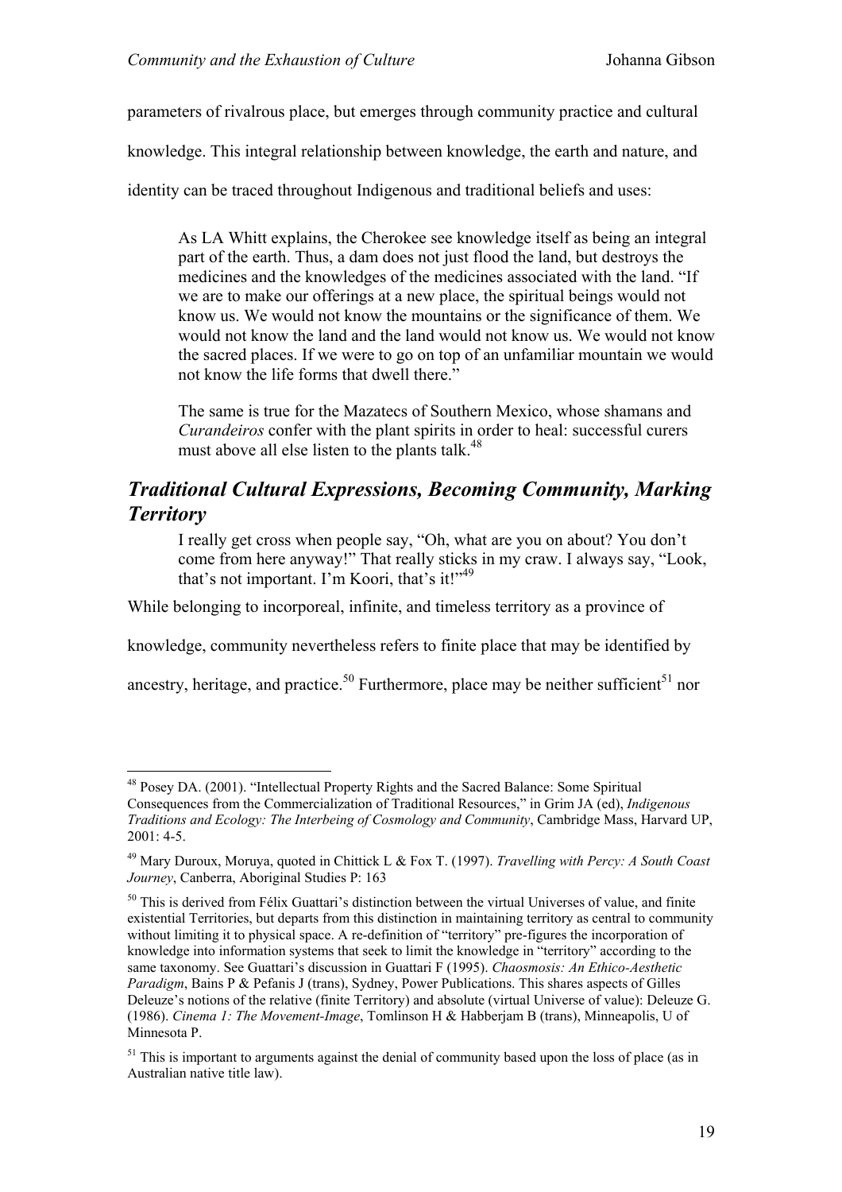parameters of rivalrous place, but emerges through community practice and cultural knowledge. This integral relationship between knowledge, the earth and nature, and identity can be traced throughout Indigenous and traditional beliefs and uses:

> As LA Whitt explains, the Cherokee see knowledge itself as being an integral part of the earth. Thus, a dam does not just flood the land, but destroys the medicines and the knowledges of the medicines associated with the land. "If we are to make our offerings at a new place, the spiritual beings would not know us. We would not know the mountains or the significance of them. We would not know the land and the land would not know us. We would not know the sacred places. If we were to go on top of an unfamiliar mountain we would not know the life forms that dwell there."
>
> The same is true for the Mazatecs of Southern Mexico, whose shamans and *Curandeiros* confer with the plant spirits in order to heal: successful curers must above all else listen to the plants talk.[48]

## *Traditional Cultural Expressions, Becoming Community, Marking Territory*

> I really get cross when people say, "Oh, what are you on about? You don't come from here anyway!" That really sticks in my craw. I always say, "Look, that's not important. I'm Koori, that's it!"[49]

While belonging to incorporeal, infinite, and timeless territory as a province of knowledge, community nevertheless refers to finite place that may be identified by ancestry, heritage, and practice.[50] Furthermore, place may be neither sufficient[51] nor

---

[48] Posey DA. (2001). "Intellectual Property Rights and the Sacred Balance: Some Spiritual Consequences from the Commercialization of Traditional Resources," in Grim JA (ed), *Indigenous Traditions and Ecology: The Interbeing of Cosmology and Community*, Cambridge Mass, Harvard UP, 2001: 4-5.

[49] Mary Duroux, Moruya, quoted in Chittick L & Fox T. (1997). *Travelling with Percy: A South Coast Journey*, Canberra, Aboriginal Studies P: 163

[50] This is derived from Félix Guattari's distinction between the virtual Universes of value, and finite existential Territories, but departs from this distinction in maintaining territory as central to community without limiting it to physical space. A re-definition of "territory" pre-figures the incorporation of knowledge into information systems that seek to limit the knowledge in "territory" according to the same taxonomy. See Guattari's discussion in Guattari F (1995). *Chaosmosis: An Ethico-Aesthetic Paradigm*, Bains P & Pefanis J (trans), Sydney, Power Publications. This shares aspects of Gilles Deleuze's notions of the relative (finite Territory) and absolute (virtual Universe of value): Deleuze G. (1986). *Cinema 1: The Movement-Image*, Tomlinson H & Habberjam B (trans), Minneapolis, U of Minnesota P.

[51] This is important to arguments against the denial of community based upon the loss of place (as in Australian native title law).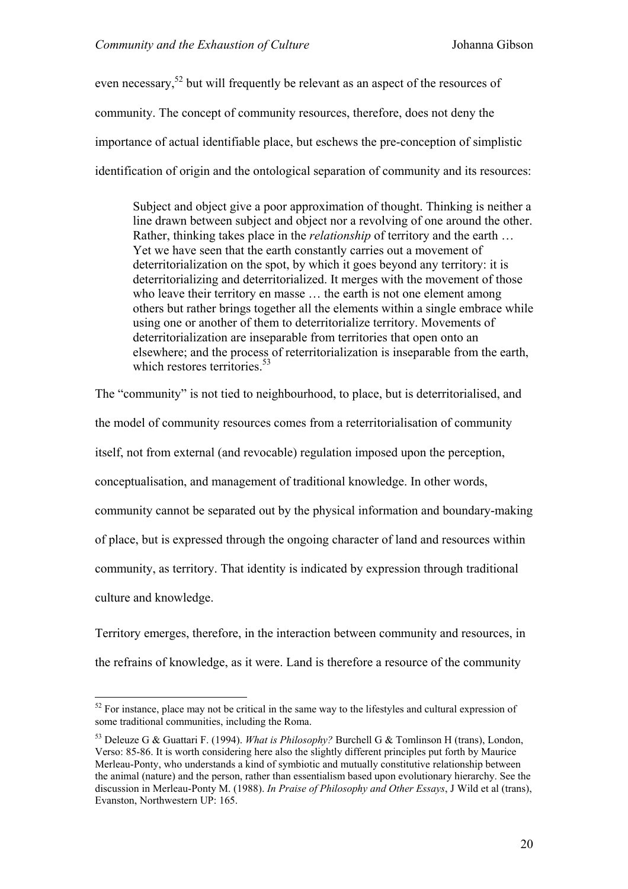even necessary,[52] but will frequently be relevant as an aspect of the resources of community. The concept of community resources, therefore, does not deny the importance of actual identifiable place, but eschews the pre-conception of simplistic identification of origin and the ontological separation of community and its resources:

> Subject and object give a poor approximation of thought. Thinking is neither a line drawn between subject and object nor a revolving of one around the other. Rather, thinking takes place in the *relationship* of territory and the earth … Yet we have seen that the earth constantly carries out a movement of deterritorialization on the spot, by which it goes beyond any territory: it is deterritorializing and deterritorialized. It merges with the movement of those who leave their territory en masse … the earth is not one element among others but rather brings together all the elements within a single embrace while using one or another of them to deterritorialize territory. Movements of deterritorialization are inseparable from territories that open onto an elsewhere; and the process of reterritorialization is inseparable from the earth, which restores territories.[53]

The "community" is not tied to neighbourhood, to place, but is deterritorialised, and the model of community resources comes from a reterritorialisation of community itself, not from external (and revocable) regulation imposed upon the perception, conceptualisation, and management of traditional knowledge. In other words, community cannot be separated out by the physical information and boundary-making of place, but is expressed through the ongoing character of land and resources within community, as territory. That identity is indicated by expression through traditional culture and knowledge.

Territory emerges, therefore, in the interaction between community and resources, in the refrains of knowledge, as it were. Land is therefore a resource of the community

---

[52] For instance, place may not be critical in the same way to the lifestyles and cultural expression of some traditional communities, including the Roma.

[53] Deleuze G & Guattari F. (1994). *What is Philosophy?* Burchell G & Tomlinson H (trans), London, Verso: 85-86. It is worth considering here also the slightly different principles put forth by Maurice Merleau-Ponty, who understands a kind of symbiotic and mutually constitutive relationship between the animal (nature) and the person, rather than essentialism based upon evolutionary hierarchy. See the discussion in Merleau-Ponty M. (1988). *In Praise of Philosophy and Other Essays*, J Wild et al (trans), Evanston, Northwestern UP: 165.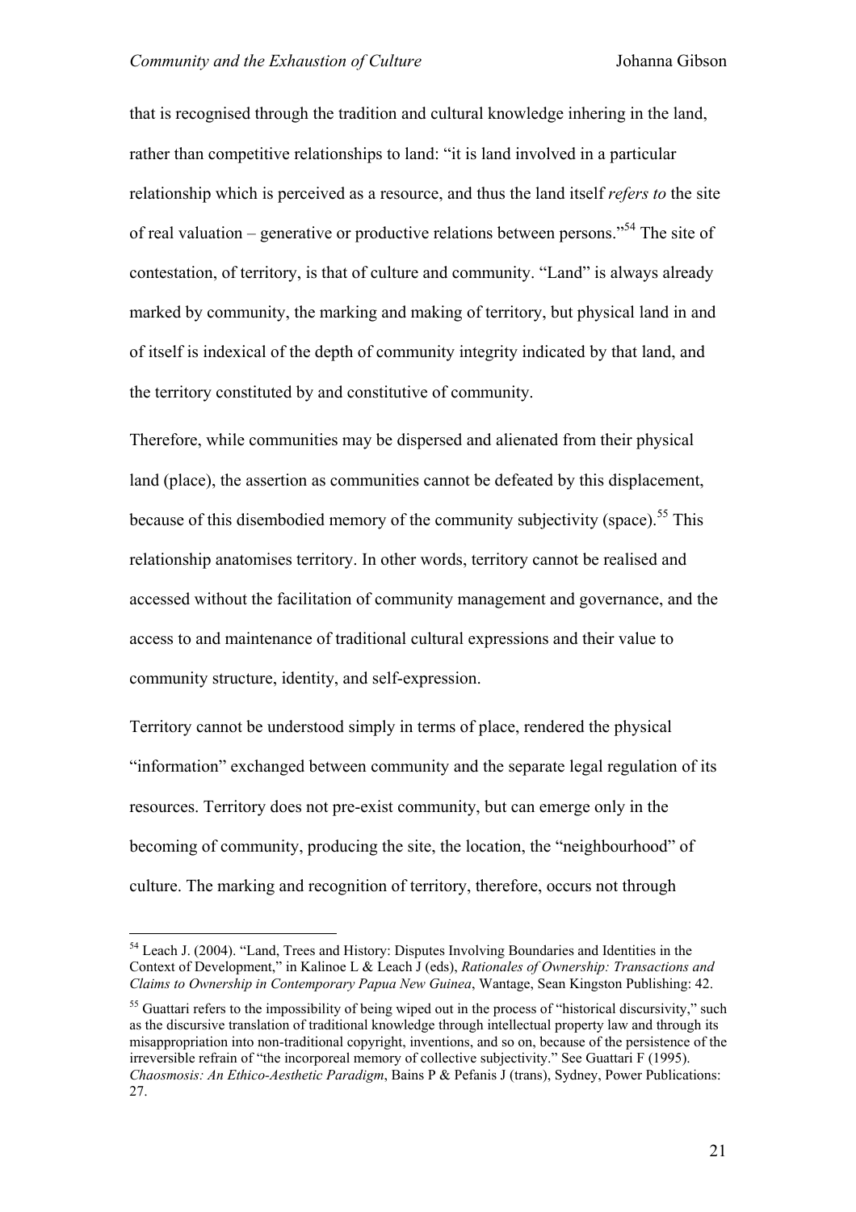that is recognised through the tradition and cultural knowledge inhering in the land, rather than competitive relationships to land: "it is land involved in a particular relationship which is perceived as a resource, and thus the land itself *refers to* the site of real valuation – generative or productive relations between persons."[54] The site of contestation, of territory, is that of culture and community. "Land" is always already marked by community, the marking and making of territory, but physical land in and of itself is indexical of the depth of community integrity indicated by that land, and the territory constituted by and constitutive of community.

Therefore, while communities may be dispersed and alienated from their physical land (place), the assertion as communities cannot be defeated by this displacement, because of this disembodied memory of the community subjectivity (space).[55] This relationship anatomises territory. In other words, territory cannot be realised and accessed without the facilitation of community management and governance, and the access to and maintenance of traditional cultural expressions and their value to community structure, identity, and self-expression.

Territory cannot be understood simply in terms of place, rendered the physical "information" exchanged between community and the separate legal regulation of its resources. Territory does not pre-exist community, but can emerge only in the becoming of community, producing the site, the location, the "neighbourhood" of culture. The marking and recognition of territory, therefore, occurs not through

---

[54] Leach J. (2004). "Land, Trees and History: Disputes Involving Boundaries and Identities in the Context of Development," in Kalinoe L & Leach J (eds), *Rationales of Ownership: Transactions and Claims to Ownership in Contemporary Papua New Guinea*, Wantage, Sean Kingston Publishing: 42.

[55] Guattari refers to the impossibility of being wiped out in the process of "historical discursivity," such as the discursive translation of traditional knowledge through intellectual property law and through its misappropriation into non-traditional copyright, inventions, and so on, because of the persistence of the irreversible refrain of "the incorporeal memory of collective subjectivity." See Guattari F (1995). *Chaosmosis: An Ethico-Aesthetic Paradigm*, Bains P & Pefanis J (trans), Sydney, Power Publications: 27.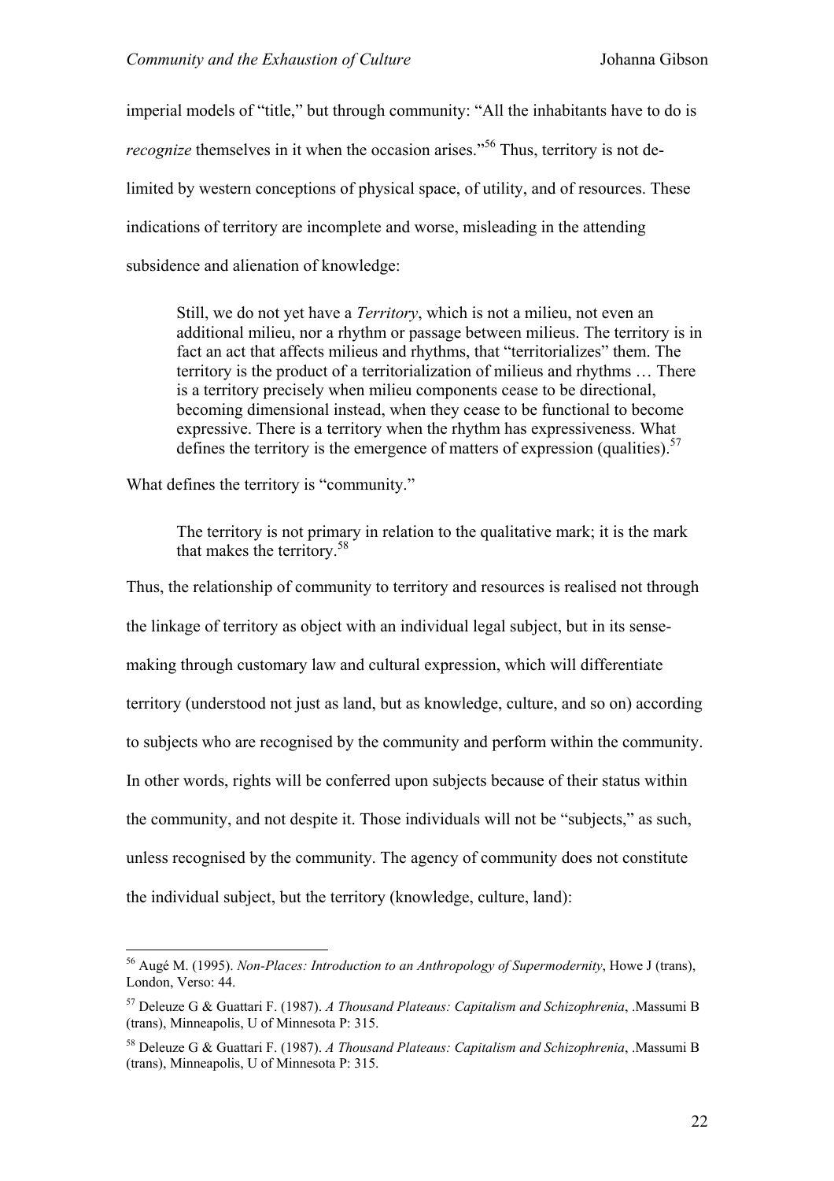imperial models of "title," but through community: "All the inhabitants have to do is *recognize* themselves in it when the occasion arises."[56] Thus, territory is not de-limited by western conceptions of physical space, of utility, and of resources. These indications of territory are incomplete and worse, misleading in the attending subsidence and alienation of knowledge:

> Still, we do not yet have a *Territory*, which is not a milieu, not even an additional milieu, nor a rhythm or passage between milieus. The territory is in fact an act that affects milieus and rhythms, that "territorializes" them. The territory is the product of a territorialization of milieus and rhythms … There is a territory precisely when milieu components cease to be directional, becoming dimensional instead, when they cease to be functional to become expressive. There is a territory when the rhythm has expressiveness. What defines the territory is the emergence of matters of expression (qualities).[57]

What defines the territory is "community."

> The territory is not primary in relation to the qualitative mark; it is the mark that makes the territory.[58]

Thus, the relationship of community to territory and resources is realised not through the linkage of territory as object with an individual legal subject, but in its sense-making through customary law and cultural expression, which will differentiate territory (understood not just as land, but as knowledge, culture, and so on) according to subjects who are recognised by the community and perform within the community. In other words, rights will be conferred upon subjects because of their status within the community, and not despite it. Those individuals will not be "subjects," as such, unless recognised by the community. The agency of community does not constitute the individual subject, but the territory (knowledge, culture, land):

---

[56] Augé M. (1995). *Non-Places: Introduction to an Anthropology of Supermodernity*, Howe J (trans), London, Verso: 44.

[57] Deleuze G & Guattari F. (1987). *A Thousand Plateaus: Capitalism and Schizophrenia*, .Massumi B (trans), Minneapolis, U of Minnesota P: 315.

[58] Deleuze G & Guattari F. (1987). *A Thousand Plateaus: Capitalism and Schizophrenia*, .Massumi B (trans), Minneapolis, U of Minnesota P: 315.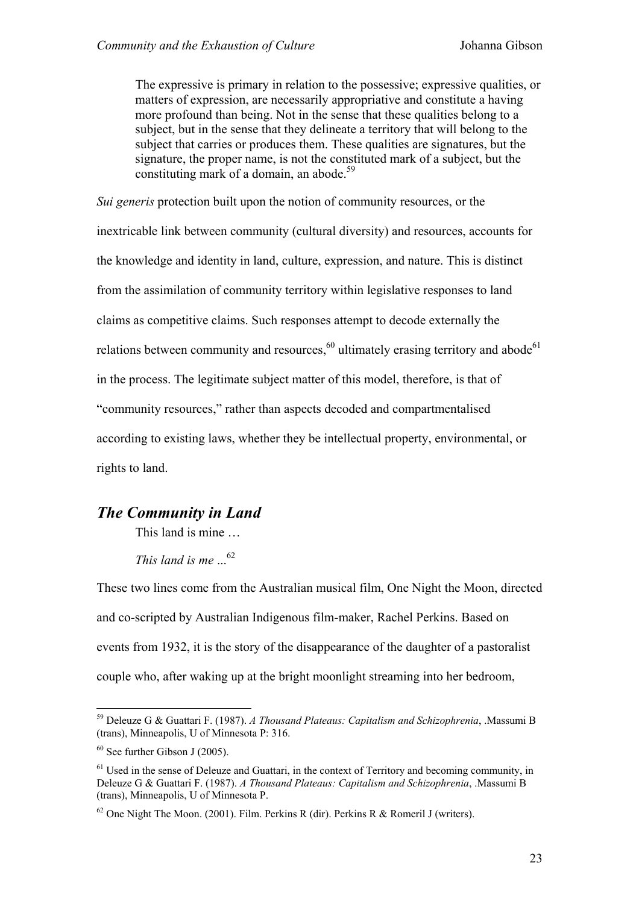> The expressive is primary in relation to the possessive; expressive qualities, or matters of expression, are necessarily appropriative and constitute a having more profound than being. Not in the sense that these qualities belong to a subject, but in the sense that they delineate a territory that will belong to the subject that carries or produces them. These qualities are signatures, but the signature, the proper name, is not the constituted mark of a subject, but the constituting mark of a domain, an abode.[59]

*Sui generis* protection built upon the notion of community resources, or the inextricable link between community (cultural diversity) and resources, accounts for the knowledge and identity in land, culture, expression, and nature. This is distinct from the assimilation of community territory within legislative responses to land claims as competitive claims. Such responses attempt to decode externally the relations between community and resources,[60] ultimately erasing territory and abode[61] in the process. The legitimate subject matter of this model, therefore, is that of "community resources," rather than aspects decoded and compartmentalised according to existing laws, whether they be intellectual property, environmental, or rights to land.

## *The Community in Land*

> This land is mine …
>
> *This land is me …*[62]

These two lines come from the Australian musical film, One Night the Moon, directed and co-scripted by Australian Indigenous film-maker, Rachel Perkins. Based on events from 1932, it is the story of the disappearance of the daughter of a pastoralist couple who, after waking up at the bright moonlight streaming into her bedroom,

---

[59] Deleuze G & Guattari F. (1987). *A Thousand Plateaus: Capitalism and Schizophrenia*, .Massumi B (trans), Minneapolis, U of Minnesota P: 316.

[60] See further Gibson J (2005).

[61] Used in the sense of Deleuze and Guattari, in the context of Territory and becoming community, in Deleuze G & Guattari F. (1987). *A Thousand Plateaus: Capitalism and Schizophrenia*, .Massumi B (trans), Minneapolis, U of Minnesota P.

[62] One Night The Moon. (2001). Film. Perkins R (dir). Perkins R & Romeril J (writers).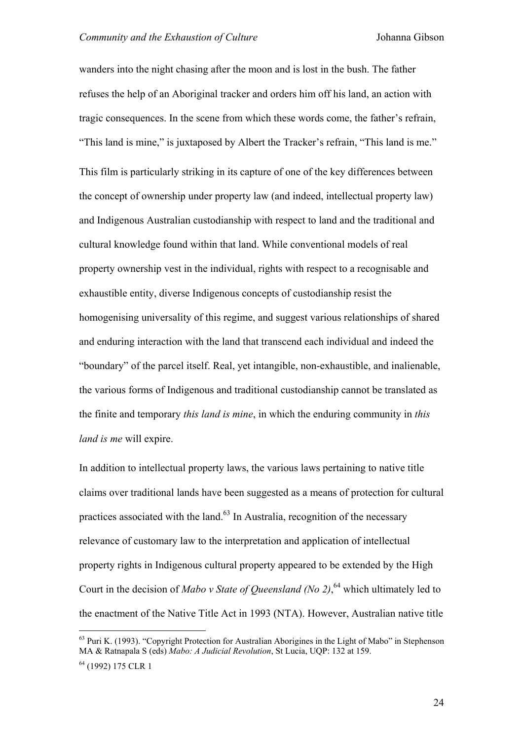wanders into the night chasing after the moon and is lost in the bush. The father refuses the help of an Aboriginal tracker and orders him off his land, an action with tragic consequences. In the scene from which these words come, the father's refrain, "This land is mine," is juxtaposed by Albert the Tracker's refrain, "This land is me."

This film is particularly striking in its capture of one of the key differences between the concept of ownership under property law (and indeed, intellectual property law) and Indigenous Australian custodianship with respect to land and the traditional and cultural knowledge found within that land. While conventional models of real property ownership vest in the individual, rights with respect to a recognisable and exhaustible entity, diverse Indigenous concepts of custodianship resist the homogenising universality of this regime, and suggest various relationships of shared and enduring interaction with the land that transcend each individual and indeed the "boundary" of the parcel itself. Real, yet intangible, non-exhaustible, and inalienable, the various forms of Indigenous and traditional custodianship cannot be translated as the finite and temporary *this land is mine*, in which the enduring community in *this land is me* will expire.

In addition to intellectual property laws, the various laws pertaining to native title claims over traditional lands have been suggested as a means of protection for cultural practices associated with the land.[63] In Australia, recognition of the necessary relevance of customary law to the interpretation and application of intellectual property rights in Indigenous cultural property appeared to be extended by the High Court in the decision of *Mabo v State of Queensland (No 2)*,[64] which ultimately led to the enactment of the Native Title Act in 1993 (NTA). However, Australian native title

---

[63] Puri K. (1993). "Copyright Protection for Australian Aborigines in the Light of Mabo" in Stephenson MA & Ratnapala S (eds) *Mabo: A Judicial Revolution*, St Lucia, UQP: 132 at 159.

[64] (1992) 175 CLR 1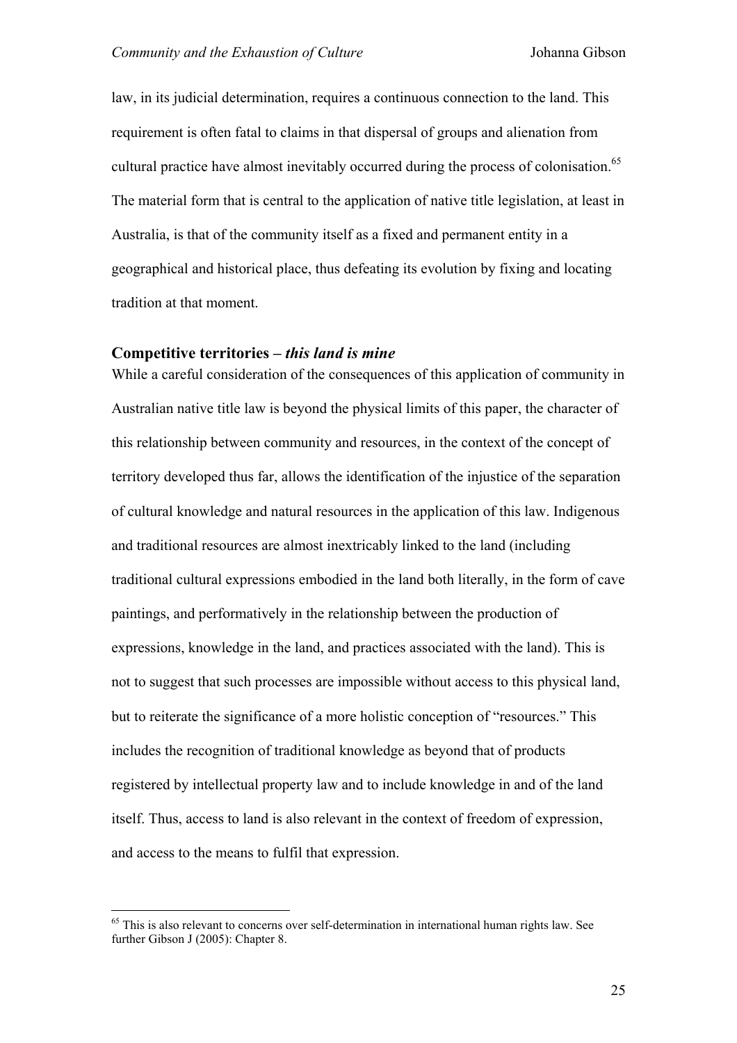law, in its judicial determination, requires a continuous connection to the land. This requirement is often fatal to claims in that dispersal of groups and alienation from cultural practice have almost inevitably occurred during the process of colonisation.[65] The material form that is central to the application of native title legislation, at least in Australia, is that of the community itself as a fixed and permanent entity in a geographical and historical place, thus defeating its evolution by fixing and locating tradition at that moment.

## Competitive territories – *this land is mine*

While a careful consideration of the consequences of this application of community in Australian native title law is beyond the physical limits of this paper, the character of this relationship between community and resources, in the context of the concept of territory developed thus far, allows the identification of the injustice of the separation of cultural knowledge and natural resources in the application of this law. Indigenous and traditional resources are almost inextricably linked to the land (including traditional cultural expressions embodied in the land both literally, in the form of cave paintings, and performatively in the relationship between the production of expressions, knowledge in the land, and practices associated with the land). This is not to suggest that such processes are impossible without access to this physical land, but to reiterate the significance of a more holistic conception of "resources." This includes the recognition of traditional knowledge as beyond that of products registered by intellectual property law and to include knowledge in and of the land itself. Thus, access to land is also relevant in the context of freedom of expression, and access to the means to fulfil that expression.

---

[65] This is also relevant to concerns over self-determination in international human rights law. See further Gibson J (2005): Chapter 8.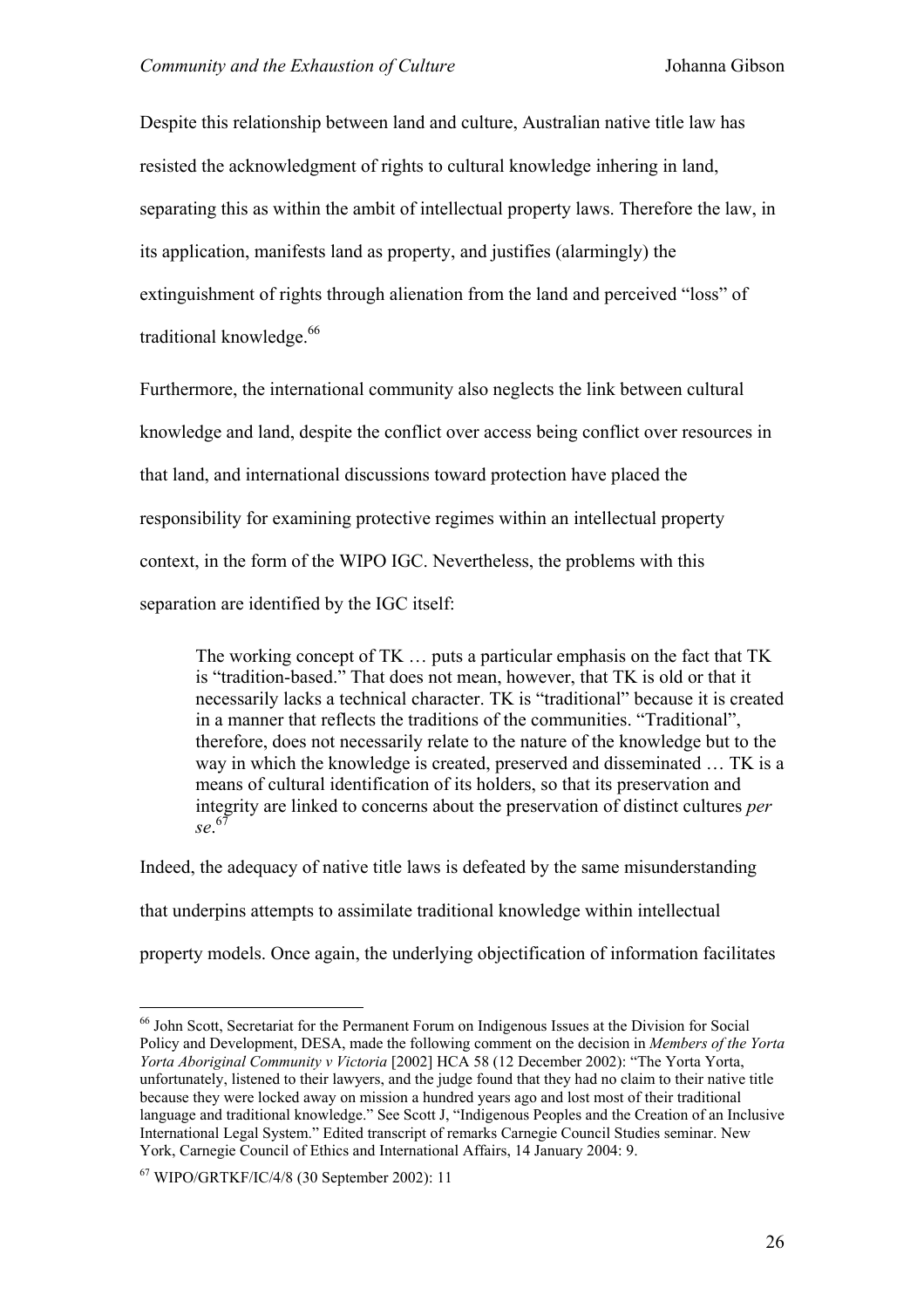Despite this relationship between land and culture, Australian native title law has resisted the acknowledgment of rights to cultural knowledge inhering in land, separating this as within the ambit of intellectual property laws. Therefore the law, in its application, manifests land as property, and justifies (alarmingly) the extinguishment of rights through alienation from the land and perceived "loss" of traditional knowledge.[66]

Furthermore, the international community also neglects the link between cultural knowledge and land, despite the conflict over access being conflict over resources in that land, and international discussions toward protection have placed the responsibility for examining protective regimes within an intellectual property context, in the form of the WIPO IGC. Nevertheless, the problems with this separation are identified by the IGC itself:

> The working concept of TK … puts a particular emphasis on the fact that TK is "tradition-based." That does not mean, however, that TK is old or that it necessarily lacks a technical character. TK is "traditional" because it is created in a manner that reflects the traditions of the communities. "Traditional", therefore, does not necessarily relate to the nature of the knowledge but to the way in which the knowledge is created, preserved and disseminated … TK is a means of cultural identification of its holders, so that its preservation and integrity are linked to concerns about the preservation of distinct cultures *per se*.[67]

Indeed, the adequacy of native title laws is defeated by the same misunderstanding that underpins attempts to assimilate traditional knowledge within intellectual property models. Once again, the underlying objectification of information facilitates

---

[66] John Scott, Secretariat for the Permanent Forum on Indigenous Issues at the Division for Social Policy and Development, DESA, made the following comment on the decision in *Members of the Yorta Yorta Aboriginal Community v Victoria* [2002] HCA 58 (12 December 2002): "The Yorta Yorta, unfortunately, listened to their lawyers, and the judge found that they had no claim to their native title because they were locked away on mission a hundred years ago and lost most of their traditional language and traditional knowledge." See Scott J, "Indigenous Peoples and the Creation of an Inclusive International Legal System." Edited transcript of remarks Carnegie Council Studies seminar. New York, Carnegie Council of Ethics and International Affairs, 14 January 2004: 9.

[67] WIPO/GRTKF/IC/4/8 (30 September 2002): 11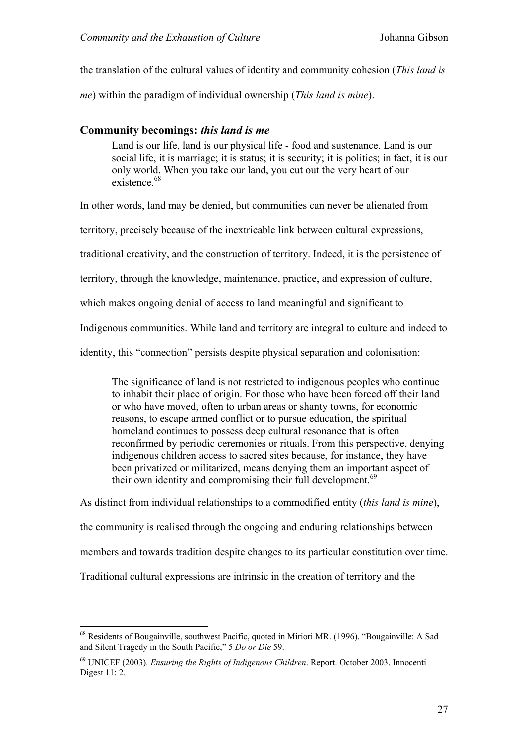the translation of the cultural values of identity and community cohesion (*This land is me*) within the paradigm of individual ownership (*This land is mine*).

## Community becomings: *this land is me*

> Land is our life, land is our physical life - food and sustenance. Land is our social life, it is marriage; it is status; it is security; it is politics; in fact, it is our only world. When you take our land, you cut out the very heart of our existence.[68]

In other words, land may be denied, but communities can never be alienated from territory, precisely because of the inextricable link between cultural expressions, traditional creativity, and the construction of territory. Indeed, it is the persistence of territory, through the knowledge, maintenance, practice, and expression of culture, which makes ongoing denial of access to land meaningful and significant to Indigenous communities. While land and territory are integral to culture and indeed to identity, this "connection" persists despite physical separation and colonisation:

> The significance of land is not restricted to indigenous peoples who continue to inhabit their place of origin. For those who have been forced off their land or who have moved, often to urban areas or shanty towns, for economic reasons, to escape armed conflict or to pursue education, the spiritual homeland continues to possess deep cultural resonance that is often reconfirmed by periodic ceremonies or rituals. From this perspective, denying indigenous children access to sacred sites because, for instance, they have been privatized or militarized, means denying them an important aspect of their own identity and compromising their full development.[69]

As distinct from individual relationships to a commodified entity (*this land is mine*), the community is realised through the ongoing and enduring relationships between members and towards tradition despite changes to its particular constitution over time. Traditional cultural expressions are intrinsic in the creation of territory and the

---

[68] Residents of Bougainville, southwest Pacific, quoted in Miriori MR. (1996). "Bougainville: A Sad and Silent Tragedy in the South Pacific," 5 *Do or Die* 59.

[69] UNICEF (2003). *Ensuring the Rights of Indigenous Children*. Report. October 2003. Innocenti Digest 11: 2.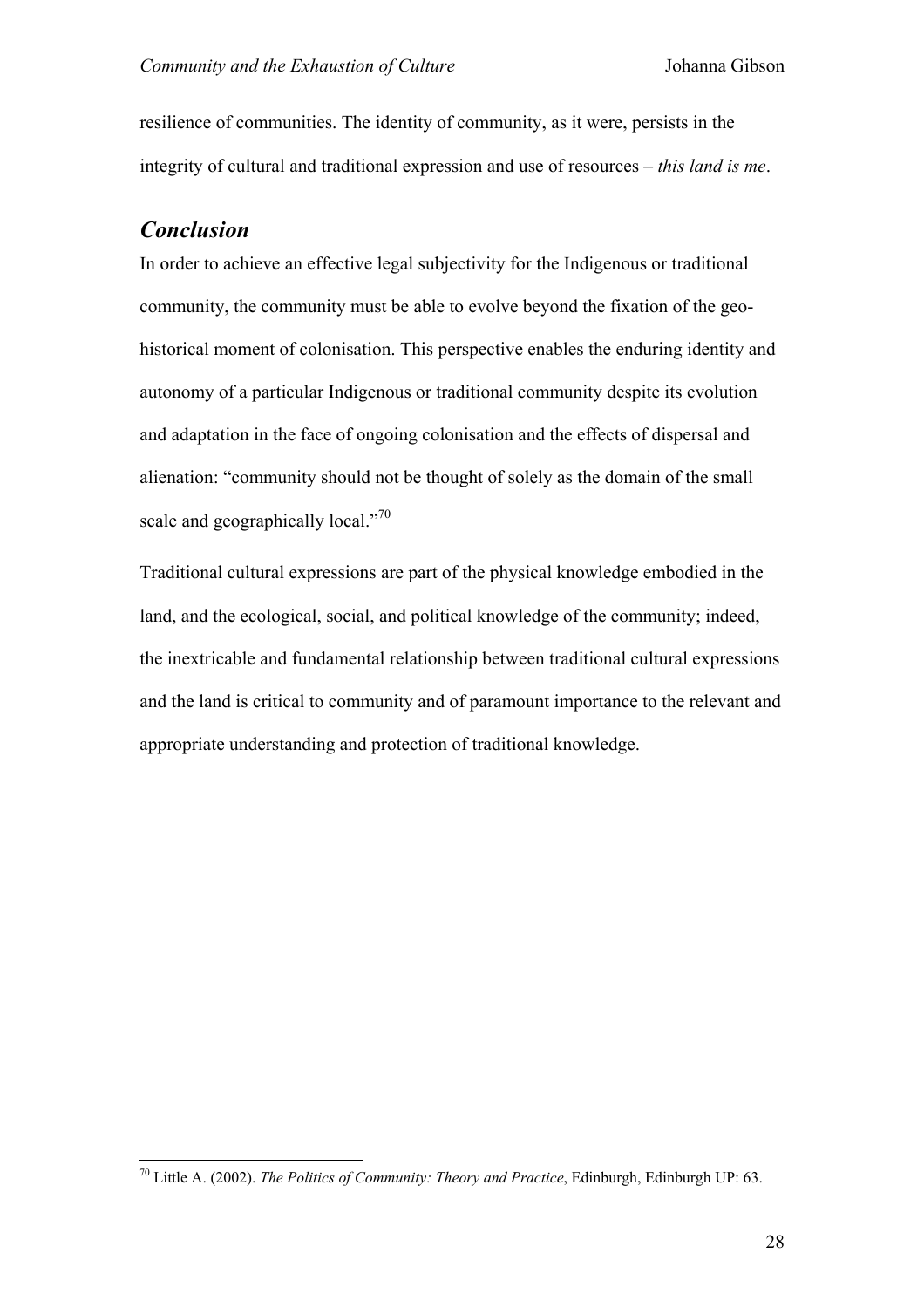resilience of communities. The identity of community, as it were, persists in the integrity of cultural and traditional expression and use of resources – *this land is me*.

## *Conclusion*

In order to achieve an effective legal subjectivity for the Indigenous or traditional community, the community must be able to evolve beyond the fixation of the geo-historical moment of colonisation. This perspective enables the enduring identity and autonomy of a particular Indigenous or traditional community despite its evolution and adaptation in the face of ongoing colonisation and the effects of dispersal and alienation: "community should not be thought of solely as the domain of the small scale and geographically local."[70]

Traditional cultural expressions are part of the physical knowledge embodied in the land, and the ecological, social, and political knowledge of the community; indeed, the inextricable and fundamental relationship between traditional cultural expressions and the land is critical to community and of paramount importance to the relevant and appropriate understanding and protection of traditional knowledge.

---

[70] Little A. (2002). *The Politics of Community: Theory and Practice*, Edinburgh, Edinburgh UP: 63.